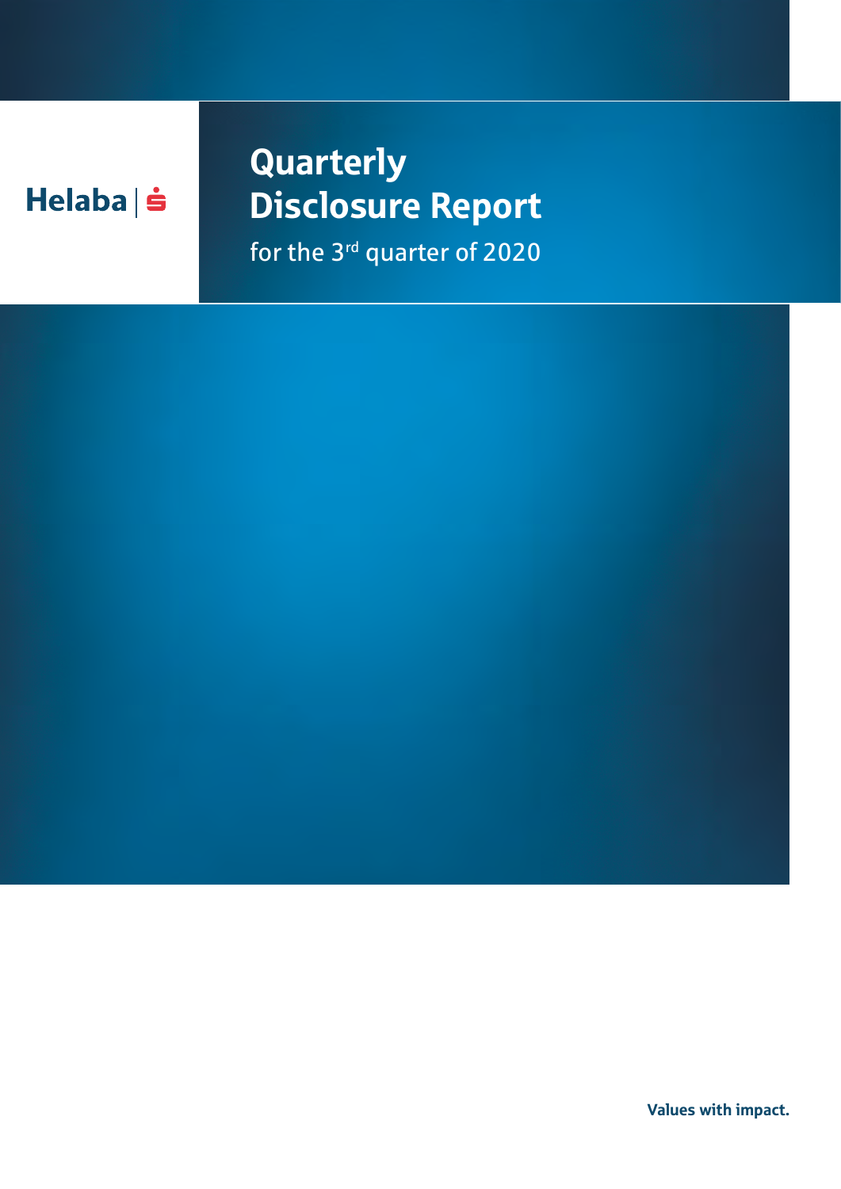Helaba

# Quarterly Disclosure Report

for the 3rd quarter of 2020

**Values with impact.**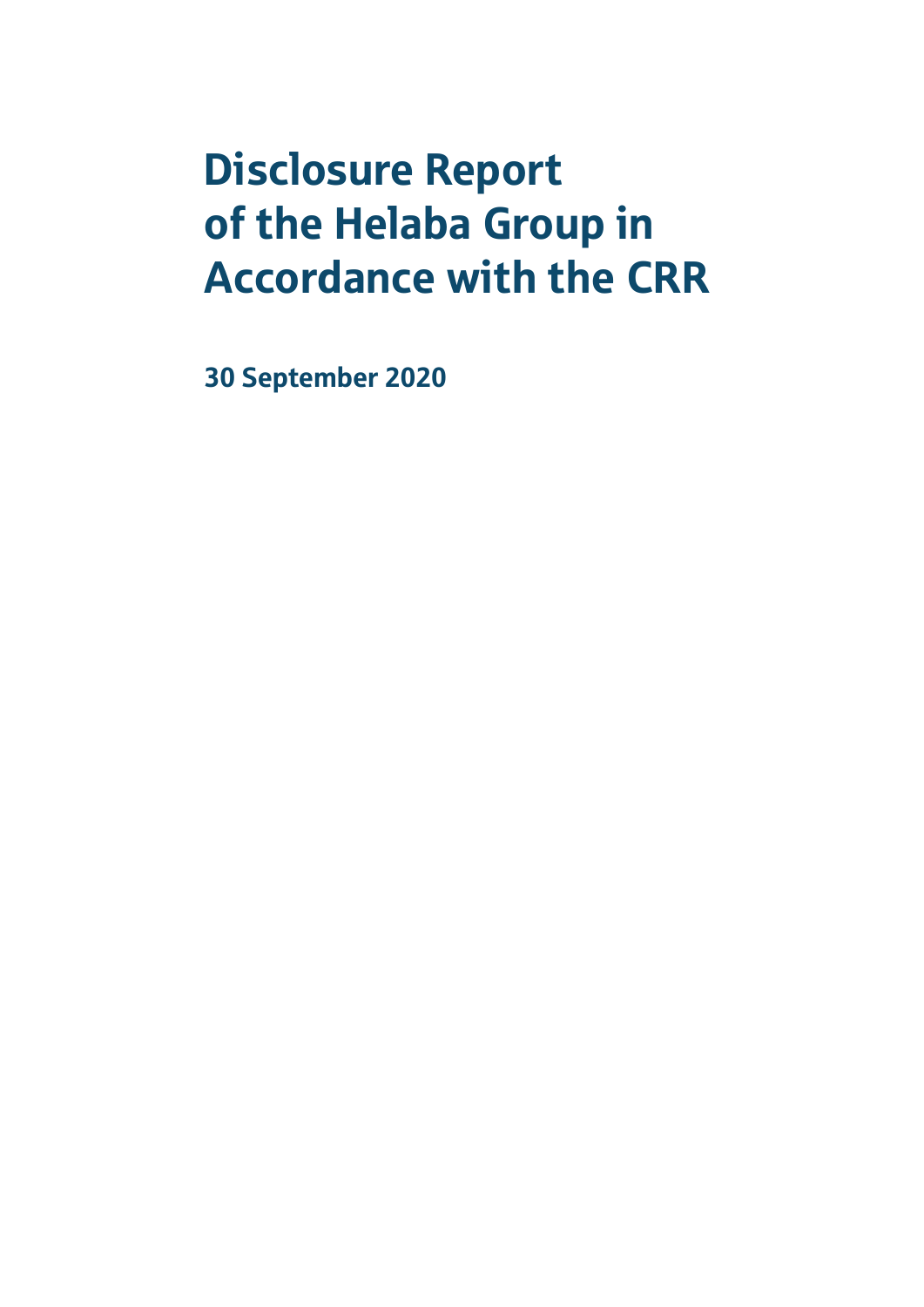# Disclosure Report of the Helaba Group in Accordance with the CRR

**30 September 2020**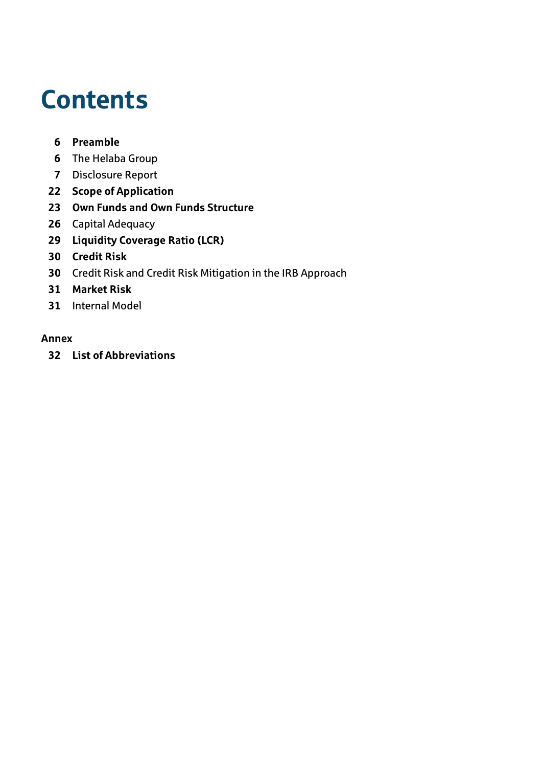# Contents

6 **Preamble**
6 The Helaba Group
7 Disclosure Report
22 **Scope of Application**
23 **Own Funds and Own Funds Structure**
26 Capital Adequacy
29 **Liquidity Coverage Ratio (LCR)**
30 **Credit Risk**
30 Credit Risk and Credit Risk Mitigation in the IRB Approach
31 **Market Risk**
31 Internal Model

**Annex**

32 **List of Abbreviations**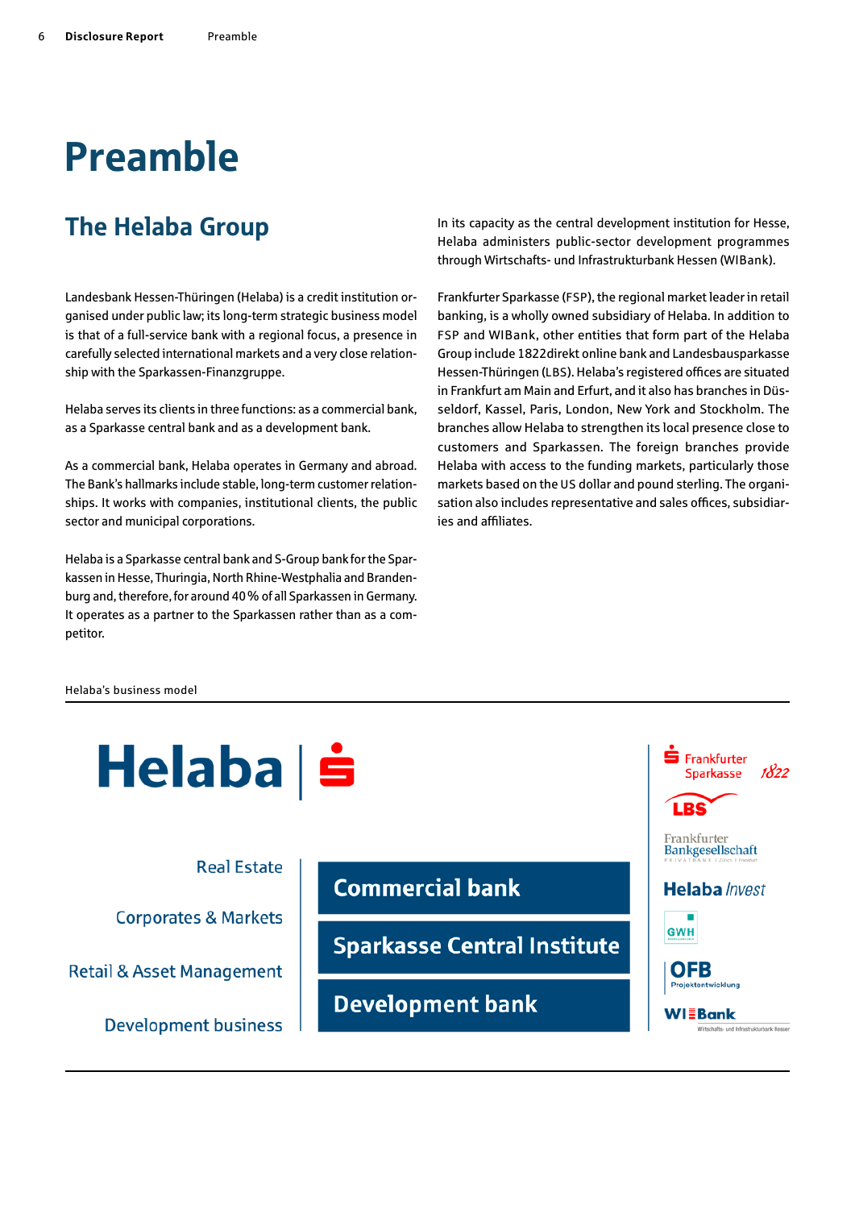# Preamble

## The Helaba Group

Landesbank Hessen-Thüringen (Helaba) is a credit institution organised under public law; its long-term strategic business model is that of a full-service bank with a regional focus, a presence in carefully selected international markets and a very close relationship with the Sparkassen-Finanzgruppe.

Helaba serves its clients in three functions: as a commercial bank, as a Sparkasse central bank and as a development bank.

As a commercial bank, Helaba operates in Germany and abroad. The Bank's hallmarks include stable, long-term customer relationships. It works with companies, institutional clients, the public sector and municipal corporations.

Helaba is a Sparkasse central bank and S-Group bank for the Sparkassen in Hesse, Thuringia, North Rhine-Westphalia and Brandenburg and, therefore, for around 40 % of all Sparkassen in Germany. It operates as a partner to the Sparkassen rather than as a competitor.

In its capacity as the central development institution for Hesse, Helaba administers public-sector development programmes through Wirtschafts- und Infrastrukturbank Hessen (WIBank).

Frankfurter Sparkasse (FSP), the regional market leader in retail banking, is a wholly owned subsidiary of Helaba. In addition to FSP and WIBank, other entities that form part of the Helaba Group include 1822direkt online bank and Landesbausparkasse Hessen-Thüringen (LBS). Helaba's registered offices are situated in Frankfurt am Main and Erfurt, and it also has branches in Düsseldorf, Kassel, Paris, London, New York and Stockholm. The branches allow Helaba to strengthen its local presence close to customers and Sparkassen. The foreign branches provide Helaba with access to the funding markets, particularly those markets based on the US dollar and pound sterling. The organisation also includes representative and sales offices, subsidiaries and affiliates.

Helaba's business model

Helaba

Real Estate

Corporates & Markets

Retail & Asset Management

Development business

**Commercial bank**

**Sparkasse Central Institute**

**Development bank**

Frankfurter Sparkasse 1822

LBS

Frankfurter Bankgesellschaft

Helaba Invest

GWH

OFB Projektentwicklung

WIBank Wirtschafts- und Infrastrukturbank Hessen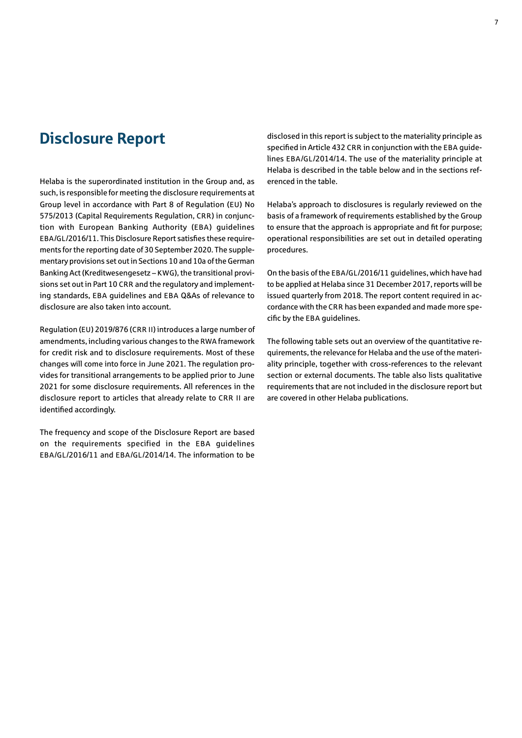# Disclosure Report

Helaba is the superordinated institution in the Group and, as such, is responsible for meeting the disclosure requirements at Group level in accordance with Part 8 of Regulation (EU) No 575/2013 (Capital Requirements Regulation, CRR) in conjunction with European Banking Authority (EBA) guidelines EBA/GL/2016/11. This Disclosure Report satisfies these requirements for the reporting date of 30 September 2020. The supplementary provisions set out in Sections 10 and 10a of the German Banking Act (Kreditwesengesetz – KWG), the transitional provisions set out in Part 10 CRR and the regulatory and implementing standards, EBA guidelines and EBA Q&As of relevance to disclosure are also taken into account.

Regulation (EU) 2019/876 (CRR II) introduces a large number of amendments, including various changes to the RWA framework for credit risk and to disclosure requirements. Most of these changes will come into force in June 2021. The regulation provides for transitional arrangements to be applied prior to June 2021 for some disclosure requirements. All references in the disclosure report to articles that already relate to CRR II are identified accordingly.

The frequency and scope of the Disclosure Report are based on the requirements specified in the EBA guidelines EBA/GL/2016/11 and EBA/GL/2014/14. The information to be disclosed in this report is subject to the materiality principle as specified in Article 432 CRR in conjunction with the EBA guidelines EBA/GL/2014/14. The use of the materiality principle at Helaba is described in the table below and in the sections referenced in the table.

Helaba's approach to disclosures is regularly reviewed on the basis of a framework of requirements established by the Group to ensure that the approach is appropriate and fit for purpose; operational responsibilities are set out in detailed operating procedures.

On the basis of the EBA/GL/2016/11 guidelines, which have had to be applied at Helaba since 31 December 2017, reports will be issued quarterly from 2018. The report content required in accordance with the CRR has been expanded and made more specific by the EBA guidelines.

The following table sets out an overview of the quantitative requirements, the relevance for Helaba and the use of the materiality principle, together with cross-references to the relevant section or external documents. The table also lists qualitative requirements that are not included in the disclosure report but are covered in other Helaba publications.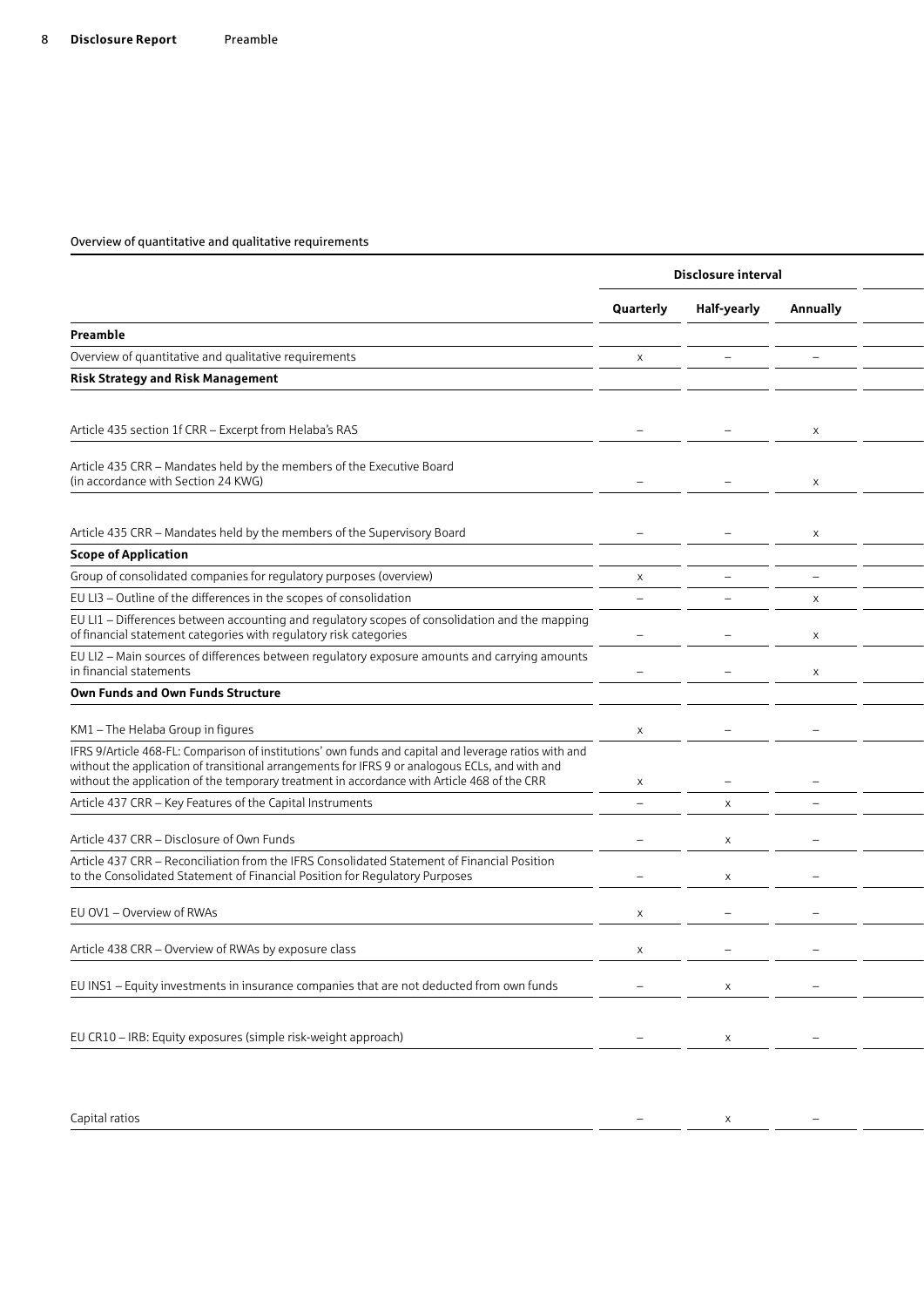Overview of quantitative and qualitative requirements

| | Disclosure interval | | | |
|---|---|---|---|---|
| | Quarterly | Half-yearly | Annually | |
| **Preamble** | | | | |
| Overview of quantitative and qualitative requirements | x | – | – | |
| **Risk Strategy and Risk Management** | | | | |
| Article 435 section 1f CRR – Excerpt from Helaba's RAS | – | – | x | |
| Article 435 CRR – Mandates held by the members of the Executive Board (in accordance with Section 24 KWG) | – | – | x | |
| Article 435 CRR – Mandates held by the members of the Supervisory Board | – | – | x | |
| **Scope of Application** | | | | |
| Group of consolidated companies for regulatory purposes (overview) | x | – | – | |
| EU LI3 – Outline of the differences in the scopes of consolidation | – | – | x | |
| EU LI1 – Differences between accounting and regulatory scopes of consolidation and the mapping of financial statement categories with regulatory risk categories | – | – | x | |
| EU LI2 – Main sources of differences between regulatory exposure amounts and carrying amounts in financial statements | – | – | x | |
| **Own Funds and Own Funds Structure** | | | | |
| KM1 – The Helaba Group in figures | x | – | – | |
| IFRS 9/Article 468-FL: Comparison of institutions' own funds and capital and leverage ratios with and without the application of transitional arrangements for IFRS 9 or analogous ECLs, and with and without the application of the temporary treatment in accordance with Article 468 of the CRR | x | – | – | |
| Article 437 CRR – Key Features of the Capital Instruments | – | x | – | |
| Article 437 CRR – Disclosure of Own Funds | – | x | – | |
| Article 437 CRR – Reconciliation from the IFRS Consolidated Statement of Financial Position to the Consolidated Statement of Financial Position for Regulatory Purposes | – | x | – | |
| EU OV1 – Overview of RWAs | x | – | – | |
| Article 438 CRR – Overview of RWAs by exposure class | x | – | – | |
| EU INS1 – Equity investments in insurance companies that are not deducted from own funds | – | x | – | |
| EU CR10 – IRB: Equity exposures (simple risk-weight approach) | – | x | – | |
| Capital ratios | – | x | – | |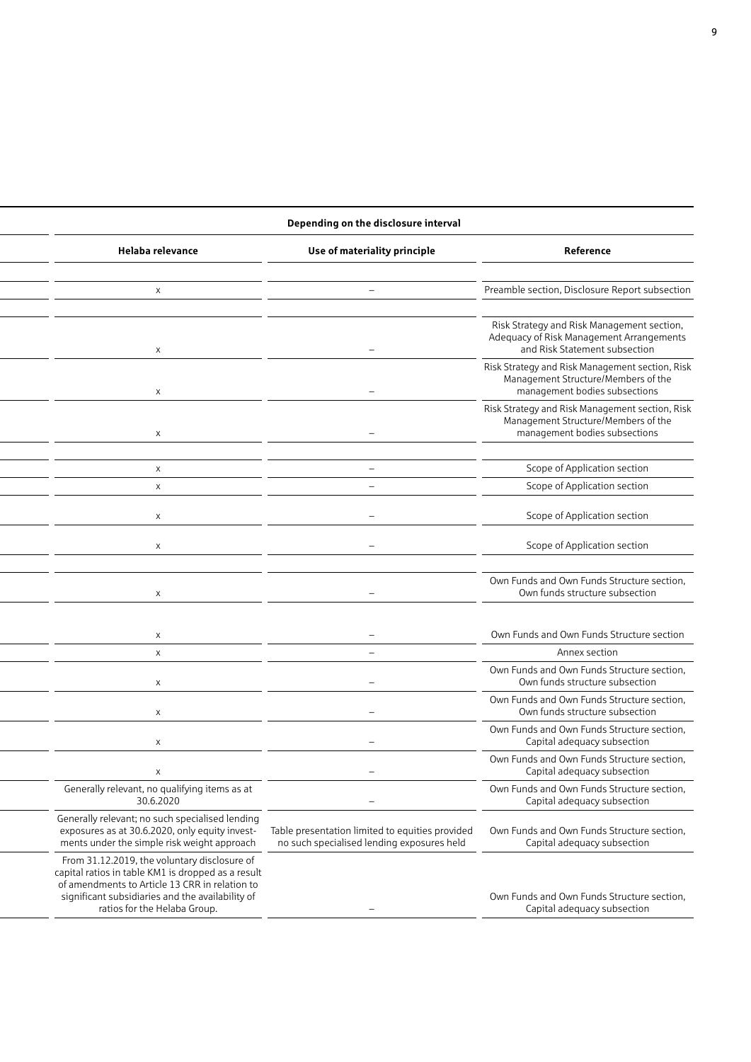| Depending on the disclosure interval | | |
|---|---|---|
| **Helaba relevance** | **Use of materiality principle** | **Reference** |
| | | |
| x | – | Preamble section, Disclosure Report subsection |
| | | |
| x | – | Risk Strategy and Risk Management section, Adequacy of Risk Management Arrangements and Risk Statement subsection |
| x | – | Risk Strategy and Risk Management section, Risk Management Structure/Members of the management bodies subsections |
| x | – | Risk Strategy and Risk Management section, Risk Management Structure/Members of the management bodies subsections |
| | | |
| x | – | Scope of Application section |
| x | – | Scope of Application section |
| x | – | Scope of Application section |
| x | – | Scope of Application section |
| | | |
| x | – | Own Funds and Own Funds Structure section, Own funds structure subsection |
| | | |
| x | – | Own Funds and Own Funds Structure section |
| x | – | Annex section |
| x | – | Own Funds and Own Funds Structure section, Own funds structure subsection |
| x | – | Own Funds and Own Funds Structure section, Own funds structure subsection |
| x | – | Own Funds and Own Funds Structure section, Capital adequacy subsection |
| x | – | Own Funds and Own Funds Structure section, Capital adequacy subsection |
| Generally relevant, no qualifying items as at 30.6.2020 | – | Own Funds and Own Funds Structure section, Capital adequacy subsection |
| Generally relevant; no such specialised lending exposures as at 30.6.2020, only equity investments under the simple risk weight approach | Table presentation limited to equities provided no such specialised lending exposures held | Own Funds and Own Funds Structure section, Capital adequacy subsection |
| From 31.12.2019, the voluntary disclosure of capital ratios in table KM1 is dropped as a result of amendments to Article 13 CRR in relation to significant subsidiaries and the availability of ratios for the Helaba Group. | – | Own Funds and Own Funds Structure section, Capital adequacy subsection |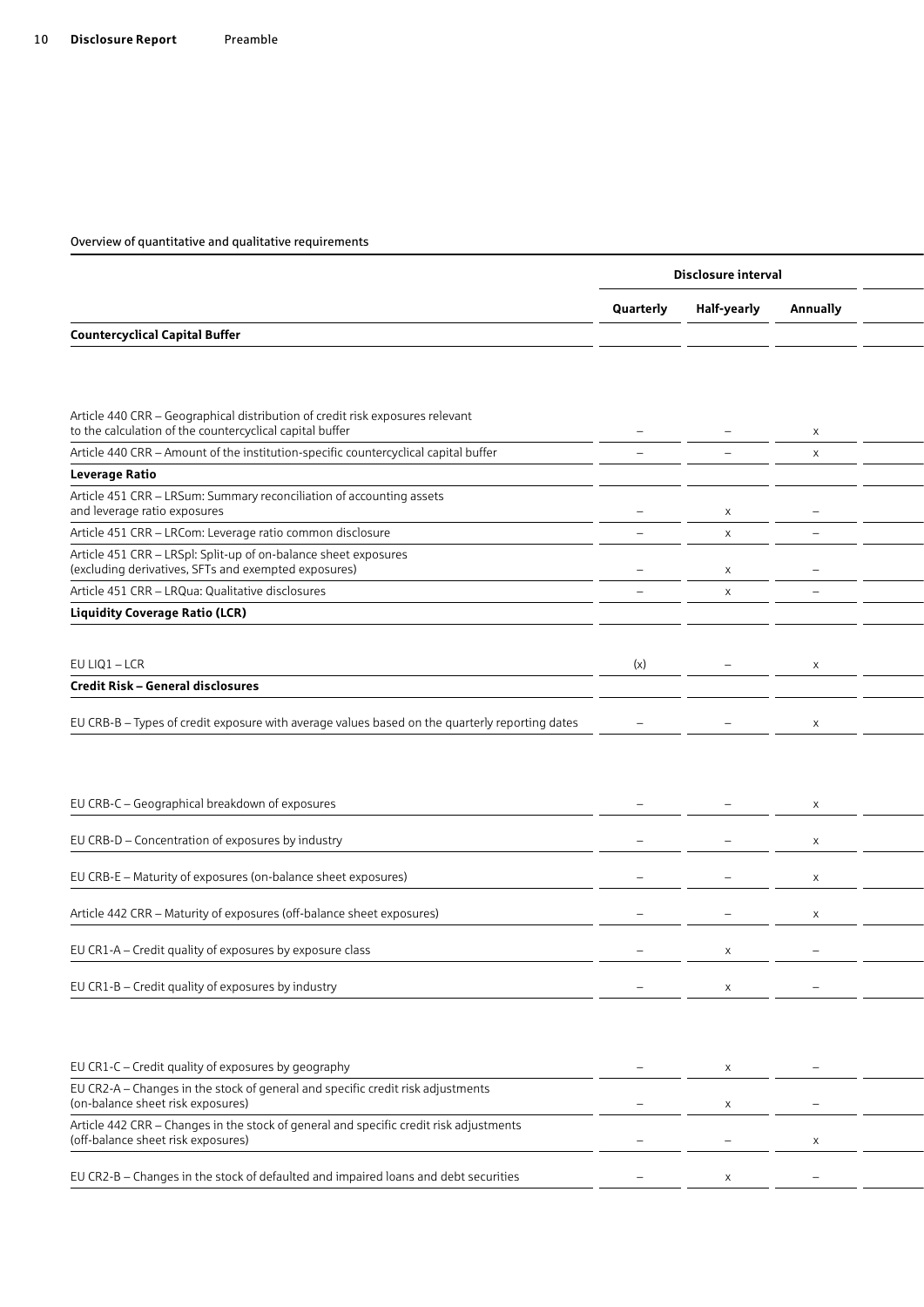Overview of quantitative and qualitative requirements

| | Disclosure interval | | | |
|---|---|---|---|---|
| | Quarterly | Half-yearly | Annually | |
| **Countercyclical Capital Buffer** | | | | |
| Article 440 CRR – Geographical distribution of credit risk exposures relevant to the calculation of the countercyclical capital buffer | – | – | x | |
| Article 440 CRR – Amount of the institution-specific countercyclical capital buffer | – | – | x | |
| **Leverage Ratio** | | | | |
| Article 451 CRR – LRSum: Summary reconciliation of accounting assets and leverage ratio exposures | – | x | – | |
| Article 451 CRR – LRCom: Leverage ratio common disclosure | – | x | – | |
| Article 451 CRR – LRSpl: Split-up of on-balance sheet exposures (excluding derivatives, SFTs and exempted exposures) | – | x | – | |
| Article 451 CRR – LRQua: Qualitative disclosures | – | x | – | |
| **Liquidity Coverage Ratio (LCR)** | | | | |
| EU LIQ1 – LCR | (x) | – | x | |
| **Credit Risk – General disclosures** | | | | |
| EU CRB-B – Types of credit exposure with average values based on the quarterly reporting dates | – | – | x | |
| EU CRB-C – Geographical breakdown of exposures | – | – | x | |
| EU CRB-D – Concentration of exposures by industry | – | – | x | |
| EU CRB-E – Maturity of exposures (on-balance sheet exposures) | – | – | x | |
| Article 442 CRR – Maturity of exposures (off-balance sheet exposures) | – | – | x | |
| EU CR1-A – Credit quality of exposures by exposure class | – | x | – | |
| EU CR1-B – Credit quality of exposures by industry | – | x | – | |
| EU CR1-C – Credit quality of exposures by geography | – | x | – | |
| EU CR2-A – Changes in the stock of general and specific credit risk adjustments (on-balance sheet risk exposures) | – | x | – | |
| Article 442 CRR – Changes in the stock of general and specific credit risk adjustments (off-balance sheet risk exposures) | – | – | x | |
| EU CR2-B – Changes in the stock of defaulted and impaired loans and debt securities | – | x | – | |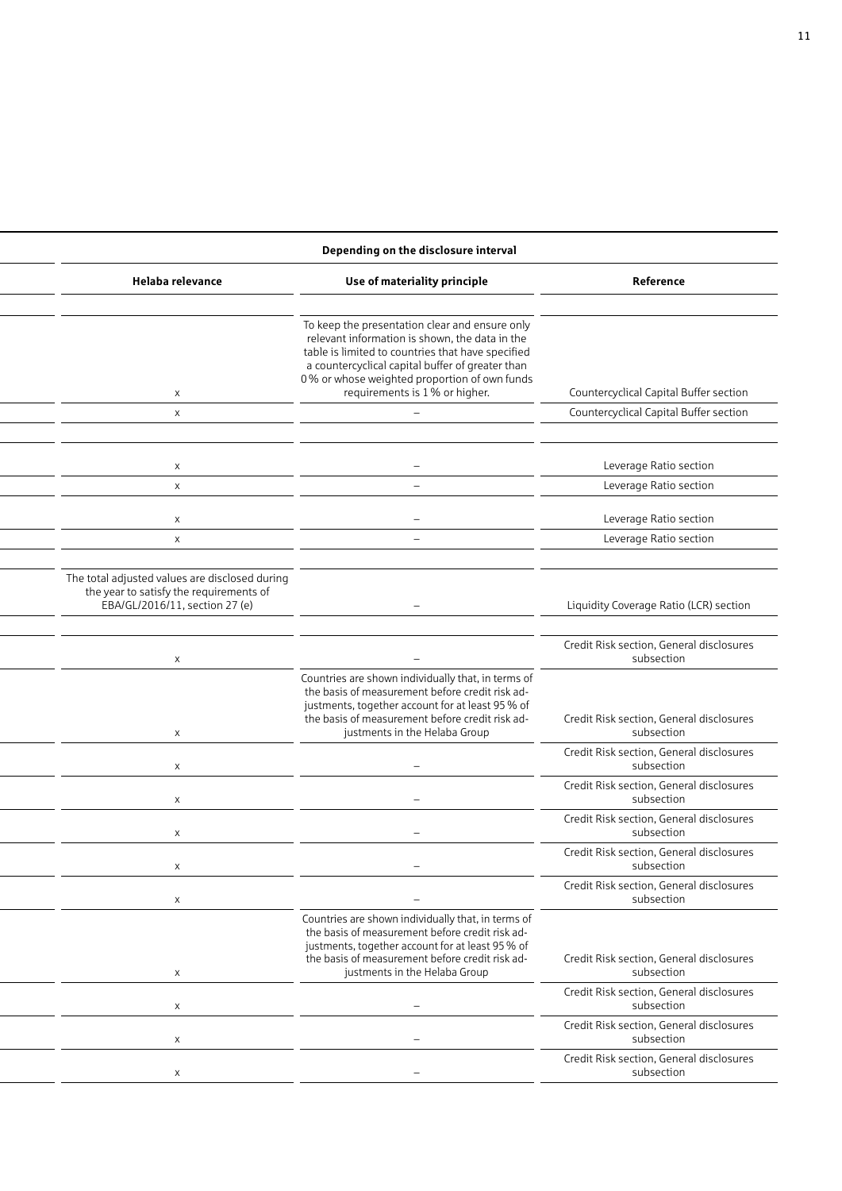| Depending on the disclosure interval | | |
|---|---|---|
| Helaba relevance | Use of materiality principle | Reference |
| | | |
| x | To keep the presentation clear and ensure only relevant information is shown, the data in the table is limited to countries that have specified a countercyclical capital buffer of greater than 0 % or whose weighted proportion of own funds requirements is 1 % or higher. | Countercyclical Capital Buffer section |
| x | – | Countercyclical Capital Buffer section |
| | | |
| x | – | Leverage Ratio section |
| x | – | Leverage Ratio section |
| x | – | Leverage Ratio section |
| x | – | Leverage Ratio section |
| | | |
| The total adjusted values are disclosed during the year to satisfy the requirements of EBA/GL/2016/11, section 27 (e) | – | Liquidity Coverage Ratio (LCR) section |
| | | |
| x | – | Credit Risk section, General disclosures subsection |
| x | Countries are shown individually that, in terms of the basis of measurement before credit risk adjustments, together account for at least 95 % of the basis of measurement before credit risk adjustments in the Helaba Group | Credit Risk section, General disclosures subsection |
| x | – | Credit Risk section, General disclosures subsection |
| x | – | Credit Risk section, General disclosures subsection |
| x | – | Credit Risk section, General disclosures subsection |
| x | – | Credit Risk section, General disclosures subsection |
| x | – | Credit Risk section, General disclosures subsection |
| x | Countries are shown individually that, in terms of the basis of measurement before credit risk adjustments, together account for at least 95 % of the basis of measurement before credit risk adjustments in the Helaba Group | Credit Risk section, General disclosures subsection |
| x | – | Credit Risk section, General disclosures subsection |
| x | – | Credit Risk section, General disclosures subsection |
| x | – | Credit Risk section, General disclosures subsection |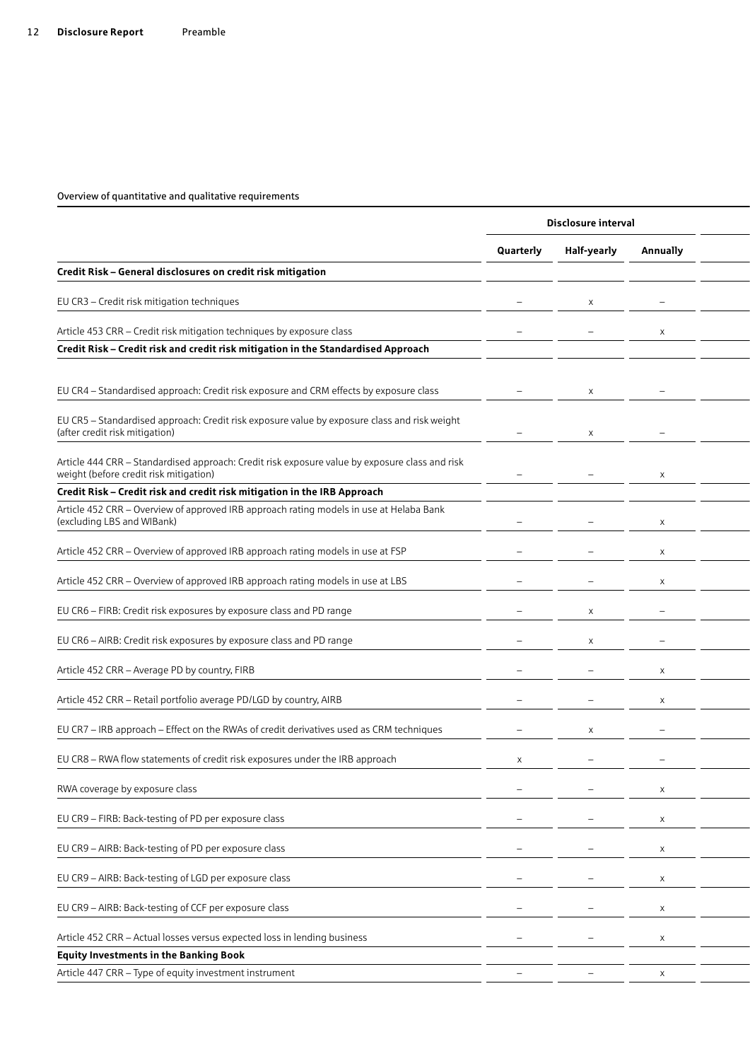Overview of quantitative and qualitative requirements

| | Disclosure interval | | |
|---|---|---|---|
| | Quarterly | Half-yearly | Annually |
| **Credit Risk – General disclosures on credit risk mitigation** | | | |
| EU CR3 – Credit risk mitigation techniques | – | x | – |
| Article 453 CRR – Credit risk mitigation techniques by exposure class | – | – | x |
| **Credit Risk – Credit risk and credit risk mitigation in the Standardised Approach** | | | |
| EU CR4 – Standardised approach: Credit risk exposure and CRM effects by exposure class | – | x | – |
| EU CR5 – Standardised approach: Credit risk exposure value by exposure class and risk weight (after credit risk mitigation) | – | x | – |
| Article 444 CRR – Standardised approach: Credit risk exposure value by exposure class and risk weight (before credit risk mitigation) | – | – | x |
| **Credit Risk – Credit risk and credit risk mitigation in the IRB Approach** | | | |
| Article 452 CRR – Overview of approved IRB approach rating models in use at Helaba Bank (excluding LBS and WIBank) | – | – | x |
| Article 452 CRR – Overview of approved IRB approach rating models in use at FSP | – | – | x |
| Article 452 CRR – Overview of approved IRB approach rating models in use at LBS | – | – | x |
| EU CR6 – FIRB: Credit risk exposures by exposure class and PD range | – | x | – |
| EU CR6 – AIRB: Credit risk exposures by exposure class and PD range | – | x | – |
| Article 452 CRR – Average PD by country, FIRB | – | – | x |
| Article 452 CRR – Retail portfolio average PD/LGD by country, AIRB | – | – | x |
| EU CR7 – IRB approach – Effect on the RWAs of credit derivatives used as CRM techniques | – | x | – |
| EU CR8 – RWA flow statements of credit risk exposures under the IRB approach | x | – | – |
| RWA coverage by exposure class | – | – | x |
| EU CR9 – FIRB: Back-testing of PD per exposure class | – | – | x |
| EU CR9 – AIRB: Back-testing of PD per exposure class | – | – | x |
| EU CR9 – AIRB: Back-testing of LGD per exposure class | – | – | x |
| EU CR9 – AIRB: Back-testing of CCF per exposure class | – | – | x |
| Article 452 CRR – Actual losses versus expected loss in lending business | – | – | x |
| **Equity Investments in the Banking Book** | | | |
| Article 447 CRR – Type of equity investment instrument | – | – | x |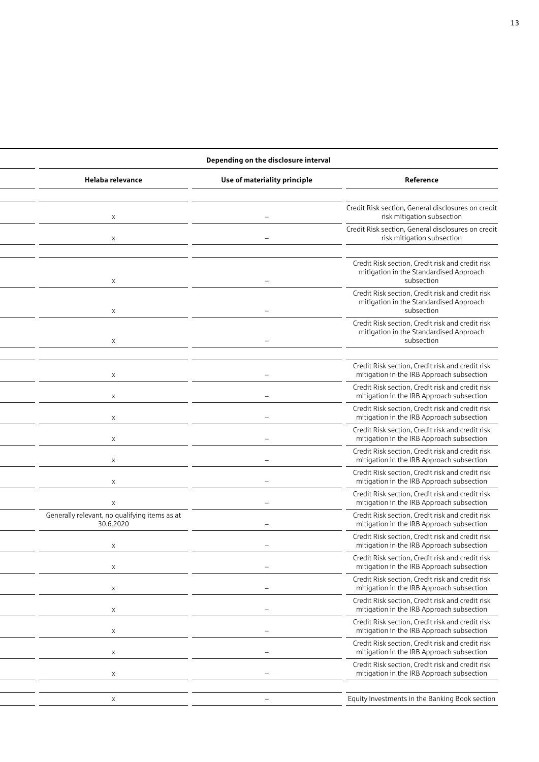| Depending on the disclosure interval | | |
|---|---|---|
| Helaba relevance | Use of materiality principle | Reference |
| | | |
| x | – | Credit Risk section, General disclosures on credit risk mitigation subsection |
| x | – | Credit Risk section, General disclosures on credit risk mitigation subsection |
| | | |
| x | – | Credit Risk section, Credit risk and credit risk mitigation in the Standardised Approach subsection |
| x | – | Credit Risk section, Credit risk and credit risk mitigation in the Standardised Approach subsection |
| x | – | Credit Risk section, Credit risk and credit risk mitigation in the Standardised Approach subsection |
| | | |
| x | – | Credit Risk section, Credit risk and credit risk mitigation in the IRB Approach subsection |
| x | – | Credit Risk section, Credit risk and credit risk mitigation in the IRB Approach subsection |
| x | – | Credit Risk section, Credit risk and credit risk mitigation in the IRB Approach subsection |
| x | – | Credit Risk section, Credit risk and credit risk mitigation in the IRB Approach subsection |
| x | – | Credit Risk section, Credit risk and credit risk mitigation in the IRB Approach subsection |
| x | – | Credit Risk section, Credit risk and credit risk mitigation in the IRB Approach subsection |
| x | – | Credit Risk section, Credit risk and credit risk mitigation in the IRB Approach subsection |
| Generally relevant, no qualifying items as at 30.6.2020 | – | Credit Risk section, Credit risk and credit risk mitigation in the IRB Approach subsection |
| x | – | Credit Risk section, Credit risk and credit risk mitigation in the IRB Approach subsection |
| x | – | Credit Risk section, Credit risk and credit risk mitigation in the IRB Approach subsection |
| x | – | Credit Risk section, Credit risk and credit risk mitigation in the IRB Approach subsection |
| x | – | Credit Risk section, Credit risk and credit risk mitigation in the IRB Approach subsection |
| x | – | Credit Risk section, Credit risk and credit risk mitigation in the IRB Approach subsection |
| x | – | Credit Risk section, Credit risk and credit risk mitigation in the IRB Approach subsection |
| x | – | Credit Risk section, Credit risk and credit risk mitigation in the IRB Approach subsection |
| | | |
| x | – | Equity Investments in the Banking Book section |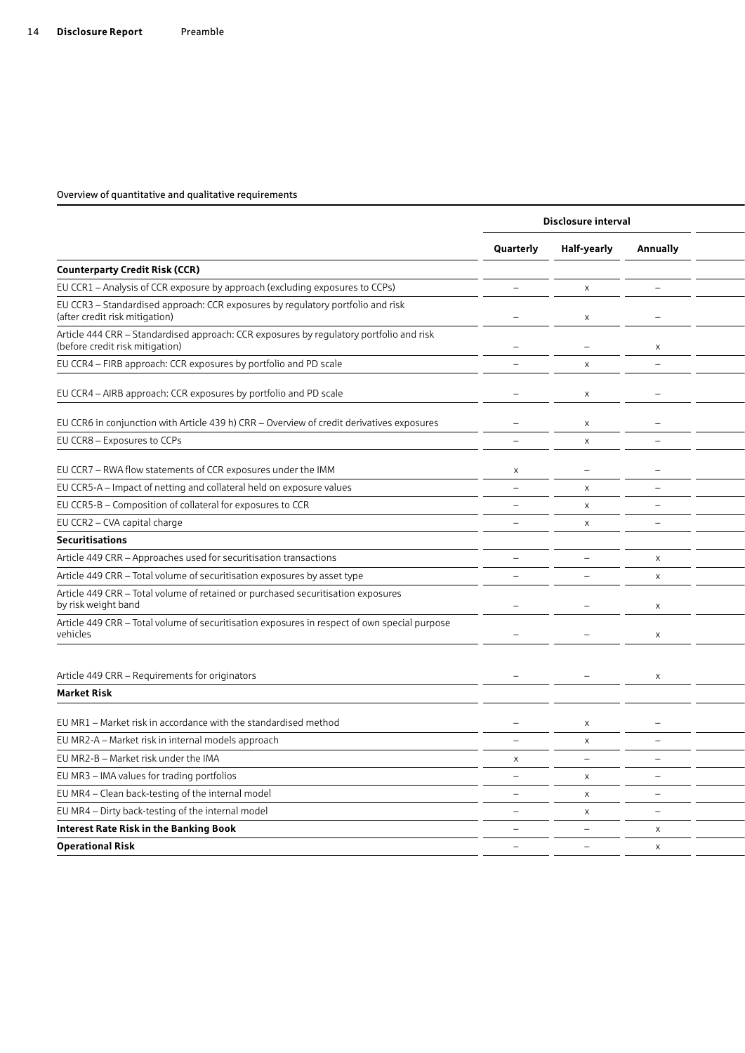Overview of quantitative and qualitative requirements

| | Disclosure interval | | |
|---|---|---|---|
| | **Quarterly** | **Half-yearly** | **Annually** |
| **Counterparty Credit Risk (CCR)** | | | |
| EU CCR1 – Analysis of CCR exposure by approach (excluding exposures to CCPs) | – | x | – |
| EU CCR3 – Standardised approach: CCR exposures by regulatory portfolio and risk (after credit risk mitigation) | – | x | – |
| Article 444 CRR – Standardised approach: CCR exposures by regulatory portfolio and risk (before credit risk mitigation) | – | – | x |
| EU CCR4 – FIRB approach: CCR exposures by portfolio and PD scale | – | x | – |
| EU CCR4 – AIRB approach: CCR exposures by portfolio and PD scale | – | x | – |
| EU CCR6 in conjunction with Article 439 h) CRR – Overview of credit derivatives exposures | – | x | – |
| EU CCR8 – Exposures to CCPs | – | x | – |
| EU CCR7 – RWA flow statements of CCR exposures under the IMM | x | – | – |
| EU CCR5-A – Impact of netting and collateral held on exposure values | – | x | – |
| EU CCR5-B – Composition of collateral for exposures to CCR | – | x | – |
| EU CCR2 – CVA capital charge | – | x | – |
| **Securitisations** | | | |
| Article 449 CRR – Approaches used for securitisation transactions | – | – | x |
| Article 449 CRR – Total volume of securitisation exposures by asset type | – | – | x |
| Article 449 CRR – Total volume of retained or purchased securitisation exposures by risk weight band | – | – | x |
| Article 449 CRR – Total volume of securitisation exposures in respect of own special purpose vehicles | – | – | x |
| Article 449 CRR – Requirements for originators | – | – | x |
| **Market Risk** | | | |
| EU MR1 – Market risk in accordance with the standardised method | – | x | – |
| EU MR2-A – Market risk in internal models approach | – | x | – |
| EU MR2-B – Market risk under the IMA | x | – | – |
| EU MR3 – IMA values for trading portfolios | – | x | – |
| EU MR4 – Clean back-testing of the internal model | – | x | – |
| EU MR4 – Dirty back-testing of the internal model | – | x | – |
| **Interest Rate Risk in the Banking Book** | – | – | x |
| **Operational Risk** | – | – | x |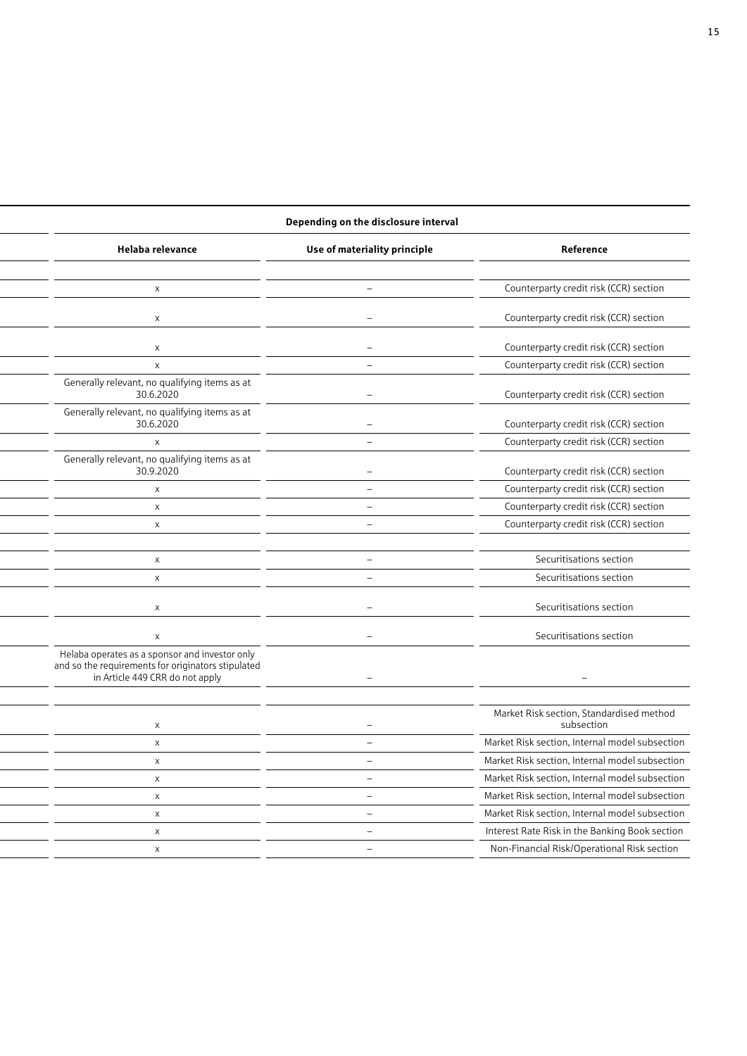| | Depending on the disclosure interval | | |
|---|---|---|---|
| | Helaba relevance | Use of materiality principle | Reference |
| | | | |
| | x | – | Counterparty credit risk (CCR) section |
| | x | – | Counterparty credit risk (CCR) section |
| | x | – | Counterparty credit risk (CCR) section |
| | x | – | Counterparty credit risk (CCR) section |
| | Generally relevant, no qualifying items as at 30.6.2020 | – | Counterparty credit risk (CCR) section |
| | Generally relevant, no qualifying items as at 30.6.2020 | – | Counterparty credit risk (CCR) section |
| | x | – | Counterparty credit risk (CCR) section |
| | Generally relevant, no qualifying items as at 30.9.2020 | – | Counterparty credit risk (CCR) section |
| | x | – | Counterparty credit risk (CCR) section |
| | x | – | Counterparty credit risk (CCR) section |
| | x | – | Counterparty credit risk (CCR) section |
| | | | |
| | x | – | Securitisations section |
| | x | – | Securitisations section |
| | x | – | Securitisations section |
| | x | – | Securitisations section |
| | Helaba operates as a sponsor and investor only and so the requirements for originators stipulated in Article 449 CRR do not apply | – | – |
| | | | |
| | x | – | Market Risk section, Standardised method subsection |
| | x | – | Market Risk section, Internal model subsection |
| | x | – | Market Risk section, Internal model subsection |
| | x | – | Market Risk section, Internal model subsection |
| | x | – | Market Risk section, Internal model subsection |
| | x | – | Market Risk section, Internal model subsection |
| | x | – | Interest Rate Risk in the Banking Book section |
| | x | – | Non-Financial Risk/Operational Risk section |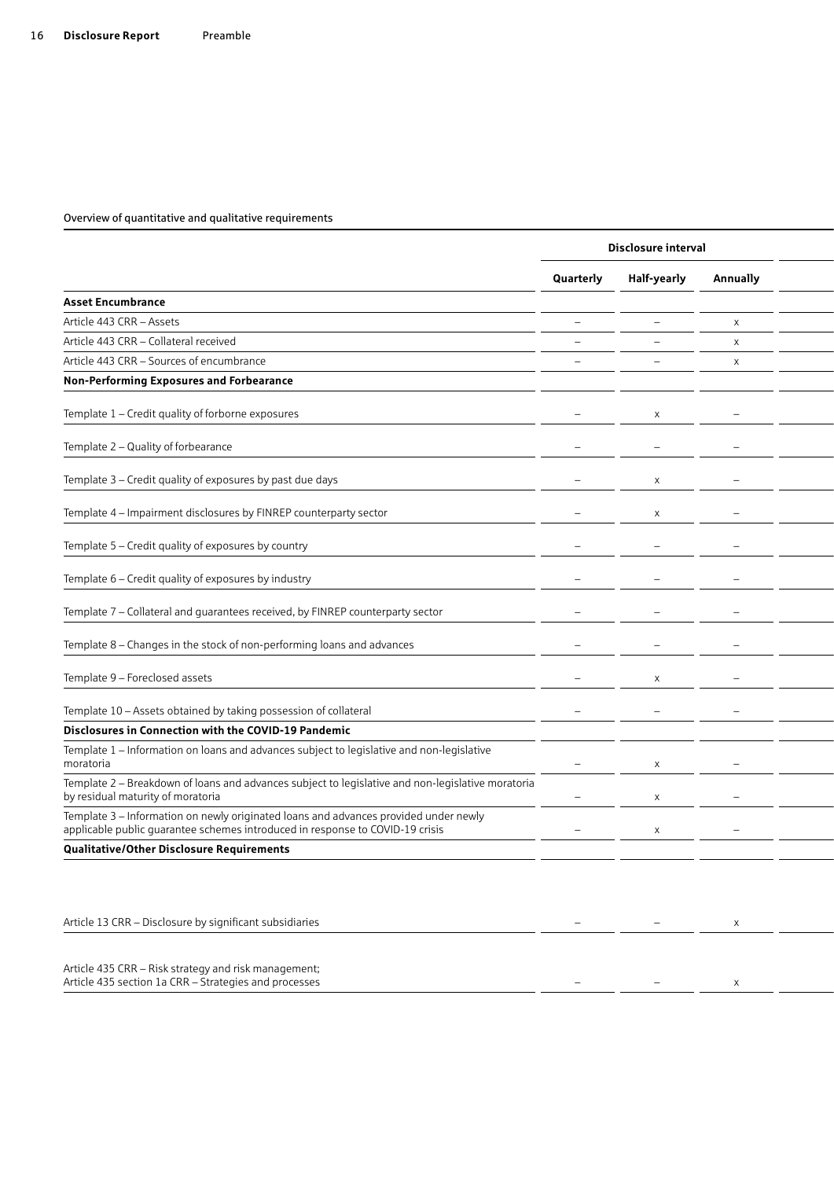Overview of quantitative and qualitative requirements

| | Disclosure interval | | | |
|---|---|---|---|---|
| | Quarterly | Half-yearly | Annually | |
| **Asset Encumbrance** | | | | |
| Article 443 CRR – Assets | – | – | x | |
| Article 443 CRR – Collateral received | – | – | x | |
| Article 443 CRR – Sources of encumbrance | – | – | x | |
| **Non-Performing Exposures and Forbearance** | | | | |
| Template 1 – Credit quality of forborne exposures | – | x | – | |
| Template 2 – Quality of forbearance | – | – | – | |
| Template 3 – Credit quality of exposures by past due days | – | x | – | |
| Template 4 – Impairment disclosures by FINREP counterparty sector | – | x | – | |
| Template 5 – Credit quality of exposures by country | – | – | – | |
| Template 6 – Credit quality of exposures by industry | – | – | – | |
| Template 7 – Collateral and guarantees received, by FINREP counterparty sector | – | – | – | |
| Template 8 – Changes in the stock of non-performing loans and advances | – | – | – | |
| Template 9 – Foreclosed assets | – | x | – | |
| Template 10 – Assets obtained by taking possession of collateral | – | – | – | |
| **Disclosures in Connection with the COVID-19 Pandemic** | | | | |
| Template 1 – Information on loans and advances subject to legislative and non-legislative moratoria | – | x | – | |
| Template 2 – Breakdown of loans and advances subject to legislative and non-legislative moratoria by residual maturity of moratoria | – | x | – | |
| Template 3 – Information on newly originated loans and advances provided under newly applicable public guarantee schemes introduced in response to COVID-19 crisis | – | x | – | |
| **Qualitative/Other Disclosure Requirements** | | | | |
| Article 13 CRR – Disclosure by significant subsidiaries | – | – | x | |
| Article 435 CRR – Risk strategy and risk management; Article 435 section 1a CRR – Strategies and processes | – | – | x | |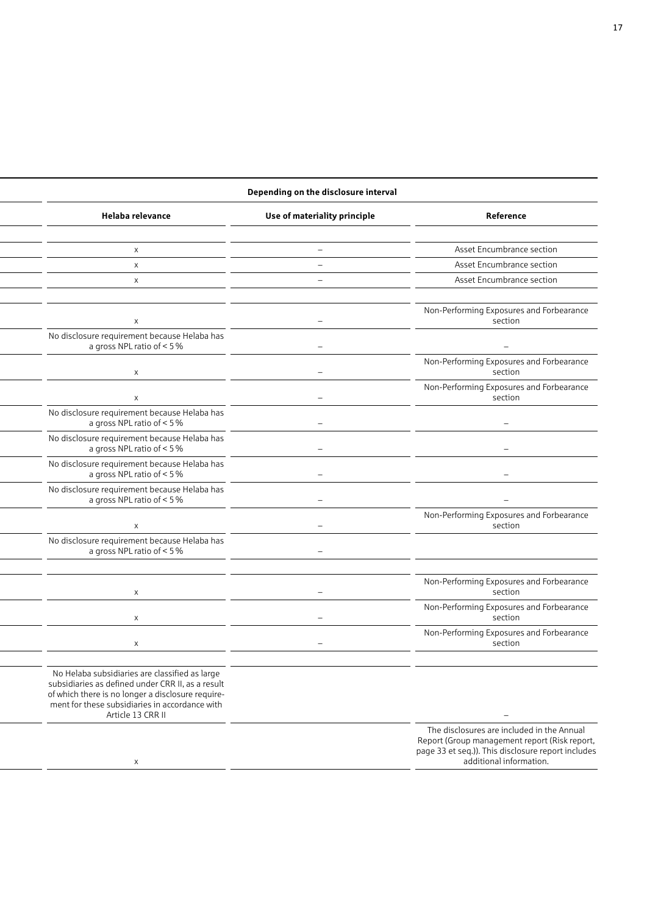| Depending on the disclosure interval | | |
|---|---|---|
| Helaba relevance | Use of materiality principle | Reference |
| | | |
| x | – | Asset Encumbrance section |
| x | – | Asset Encumbrance section |
| x | – | Asset Encumbrance section |
| | | |
| x | – | Non-Performing Exposures and Forbearance section |
| No disclosure requirement because Helaba has a gross NPL ratio of < 5 % | – | – |
| x | – | Non-Performing Exposures and Forbearance section |
| x | – | Non-Performing Exposures and Forbearance section |
| No disclosure requirement because Helaba has a gross NPL ratio of < 5 % | – | – |
| No disclosure requirement because Helaba has a gross NPL ratio of < 5 % | – | – |
| No disclosure requirement because Helaba has a gross NPL ratio of < 5 % | – | – |
| No disclosure requirement because Helaba has a gross NPL ratio of < 5 % | – | – |
| x | – | Non-Performing Exposures and Forbearance section |
| No disclosure requirement because Helaba has a gross NPL ratio of < 5 % | – | |
| | | |
| x | – | Non-Performing Exposures and Forbearance section |
| x | – | Non-Performing Exposures and Forbearance section |
| x | – | Non-Performing Exposures and Forbearance section |
| | | |
| No Helaba subsidiaries are classified as large subsidiaries as defined under CRR II, as a result of which there is no longer a disclosure requirement for these subsidiaries in accordance with Article 13 CRR II | | – |
| x | | The disclosures are included in the Annual Report (Group management report (Risk report, page 33 et seq.)). This disclosure report includes additional information. |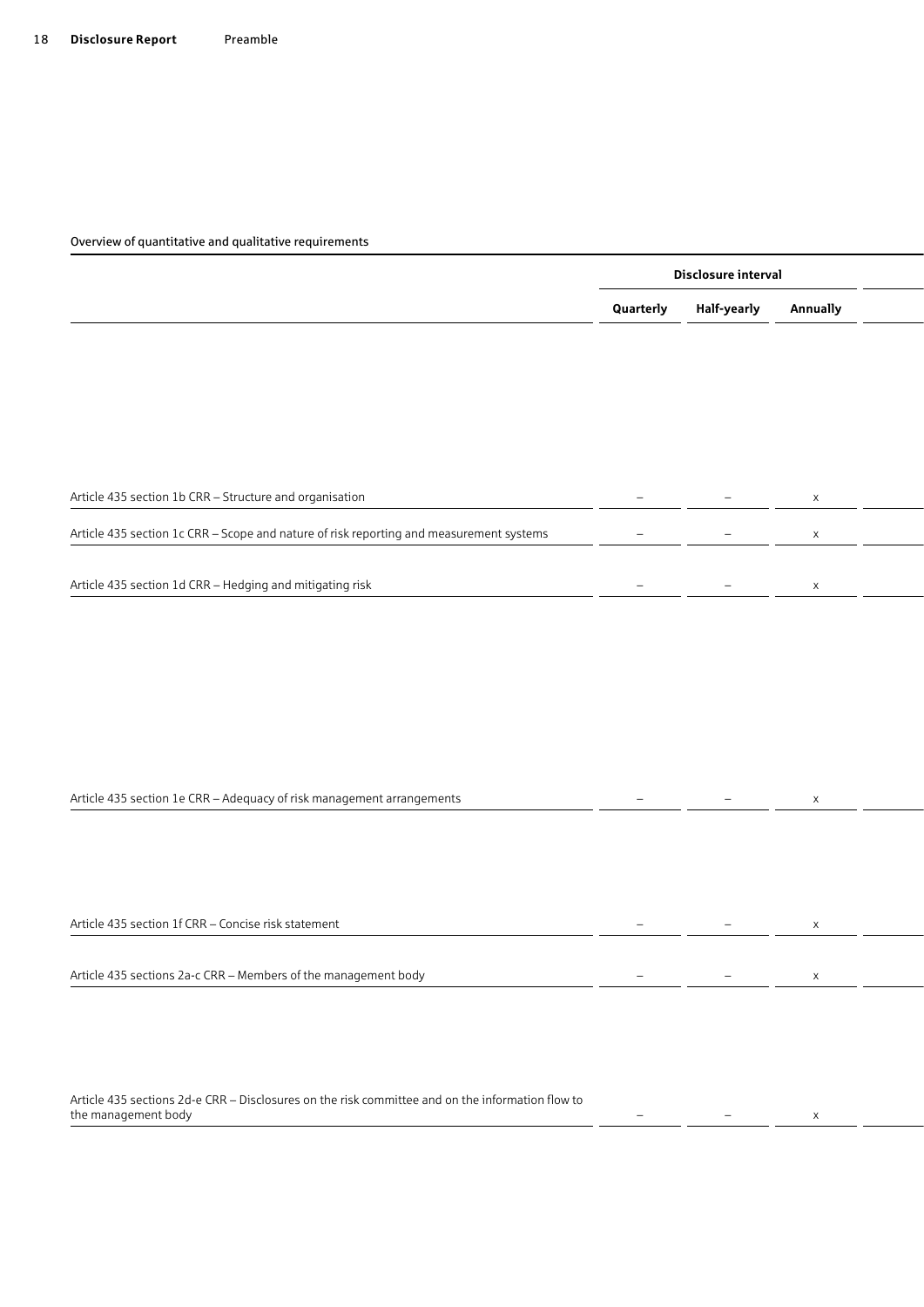**Overview of quantitative and qualitative requirements**

| | Disclosure interval | | | |
|---|---|---|---|---|
| | Quarterly | Half-yearly | Annually | |
| Article 435 section 1b CRR – Structure and organisation | – | – | x | |
| Article 435 section 1c CRR – Scope and nature of risk reporting and measurement systems | – | – | x | |
| Article 435 section 1d CRR – Hedging and mitigating risk | – | – | x | |
| Article 435 section 1e CRR – Adequacy of risk management arrangements | – | – | x | |
| Article 435 section 1f CRR – Concise risk statement | – | – | x | |
| Article 435 sections 2a-c CRR – Members of the management body | – | – | x | |
| Article 435 sections 2d-e CRR – Disclosures on the risk committee and on the information flow to the management body | – | – | x | |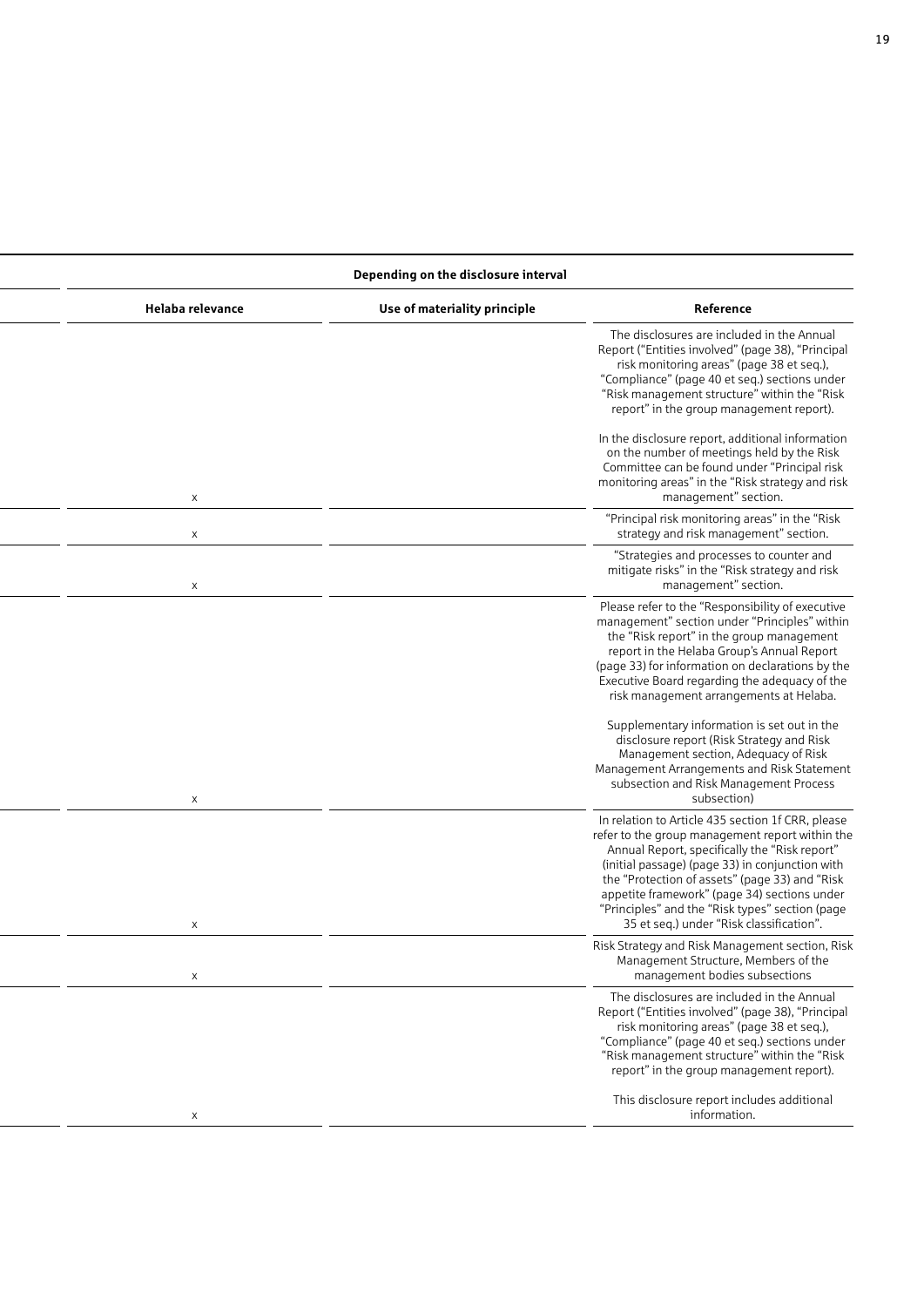| Depending on the disclosure interval | | |
|---|---|---|
| Helaba relevance | Use of materiality principle | Reference |
| x | | The disclosures are included in the Annual Report ("Entities involved" (page 38), "Principal risk monitoring areas" (page 38 et seq.), "Compliance" (page 40 et seq.) sections under "Risk management structure" within the "Risk report" in the group management report).<br><br>In the disclosure report, additional information on the number of meetings held by the Risk Committee can be found under "Principal risk monitoring areas" in the "Risk strategy and risk management" section. |
| x | | "Principal risk monitoring areas" in the "Risk strategy and risk management" section. |
| x | | "Strategies and processes to counter and mitigate risks" in the "Risk strategy and risk management" section. |
| x | | Please refer to the "Responsibility of executive management" section under "Principles" within the "Risk report" in the group management report in the Helaba Group's Annual Report (page 33) for information on declarations by the Executive Board regarding the adequacy of the risk management arrangements at Helaba.<br><br>Supplementary information is set out in the disclosure report (Risk Strategy and Risk Management section, Adequacy of Risk Management Arrangements and Risk Statement subsection and Risk Management Process subsection) |
| x | | In relation to Article 435 section 1f CRR, please refer to the group management report within the Annual Report, specifically the "Risk report" (initial passage) (page 33) in conjunction with the "Protection of assets" (page 33) and "Risk appetite framework" (page 34) sections under "Principles" and the "Risk types" section (page 35 et seq.) under "Risk classification". |
| x | | Risk Strategy and Risk Management section, Risk Management Structure, Members of the management bodies subsections |
| x | | The disclosures are included in the Annual Report ("Entities involved" (page 38), "Principal risk monitoring areas" (page 38 et seq.), "Compliance" (page 40 et seq.) sections under "Risk management structure" within the "Risk report" in the group management report).<br><br>This disclosure report includes additional information. |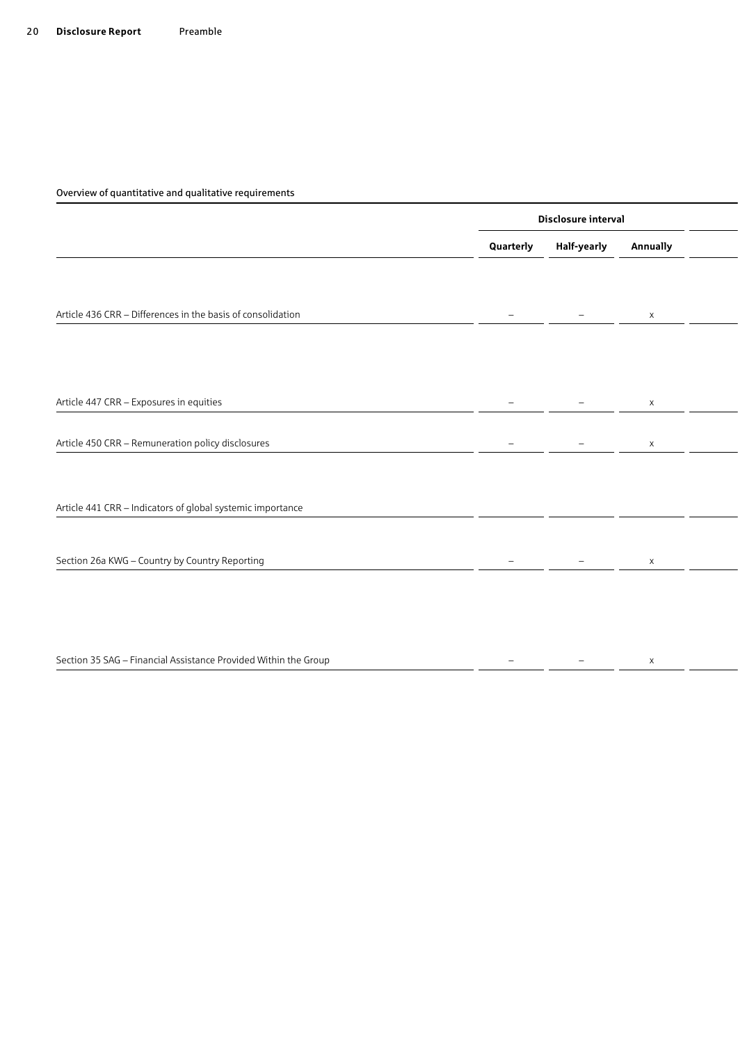Overview of quantitative and qualitative requirements

| | Disclosure interval | | | |
|---|---|---|---|---|
| | Quarterly | Half-yearly | Annually | |
| Article 436 CRR – Differences in the basis of consolidation | – | – | x | |
| Article 447 CRR – Exposures in equities | – | – | x | |
| Article 450 CRR – Remuneration policy disclosures | – | – | x | |
| Article 441 CRR – Indicators of global systemic importance | | | | |
| Section 26a KWG – Country by Country Reporting | – | – | x | |
| Section 35 SAG – Financial Assistance Provided Within the Group | – | – | x | |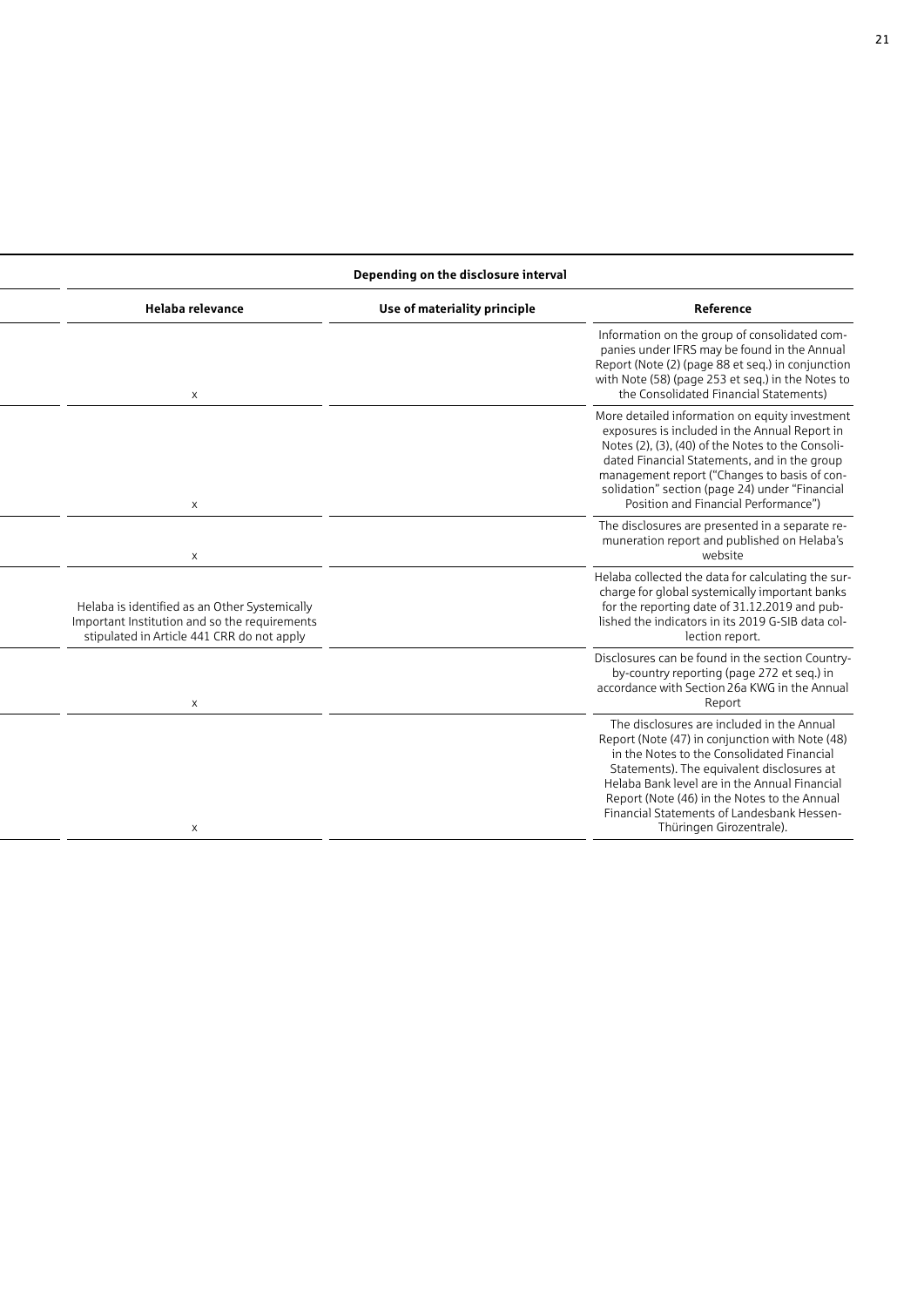| Depending on the disclosure interval | | |
|---|---|---|
| Helaba relevance | Use of materiality principle | Reference |
| x | | Information on the group of consolidated companies under IFRS may be found in the Annual Report (Note (2) (page 88 et seq.) in conjunction with Note (58) (page 253 et seq.) in the Notes to the Consolidated Financial Statements) |
| x | | More detailed information on equity investment exposures is included in the Annual Report in Notes (2), (3), (40) of the Notes to the Consolidated Financial Statements, and in the group management report ("Changes to basis of consolidation" section (page 24) under "Financial Position and Financial Performance") |
| x | | The disclosures are presented in a separate remuneration report and published on Helaba's website |
| Helaba is identified as an Other Systemically Important Institution and so the requirements stipulated in Article 441 CRR do not apply | | Helaba collected the data for calculating the surcharge for global systemically important banks for the reporting date of 31.12.2019 and published the indicators in its 2019 G-SIB data collection report. |
| x | | Disclosures can be found in the section Country-by-country reporting (page 272 et seq.) in accordance with Section 26a KWG in the Annual Report |
| x | | The disclosures are included in the Annual Report (Note (47) in conjunction with Note (48) in the Notes to the Consolidated Financial Statements). The equivalent disclosures at Helaba Bank level are in the Annual Financial Report (Note (46) in the Notes to the Annual Financial Statements of Landesbank Hessen-Thüringen Girozentrale). |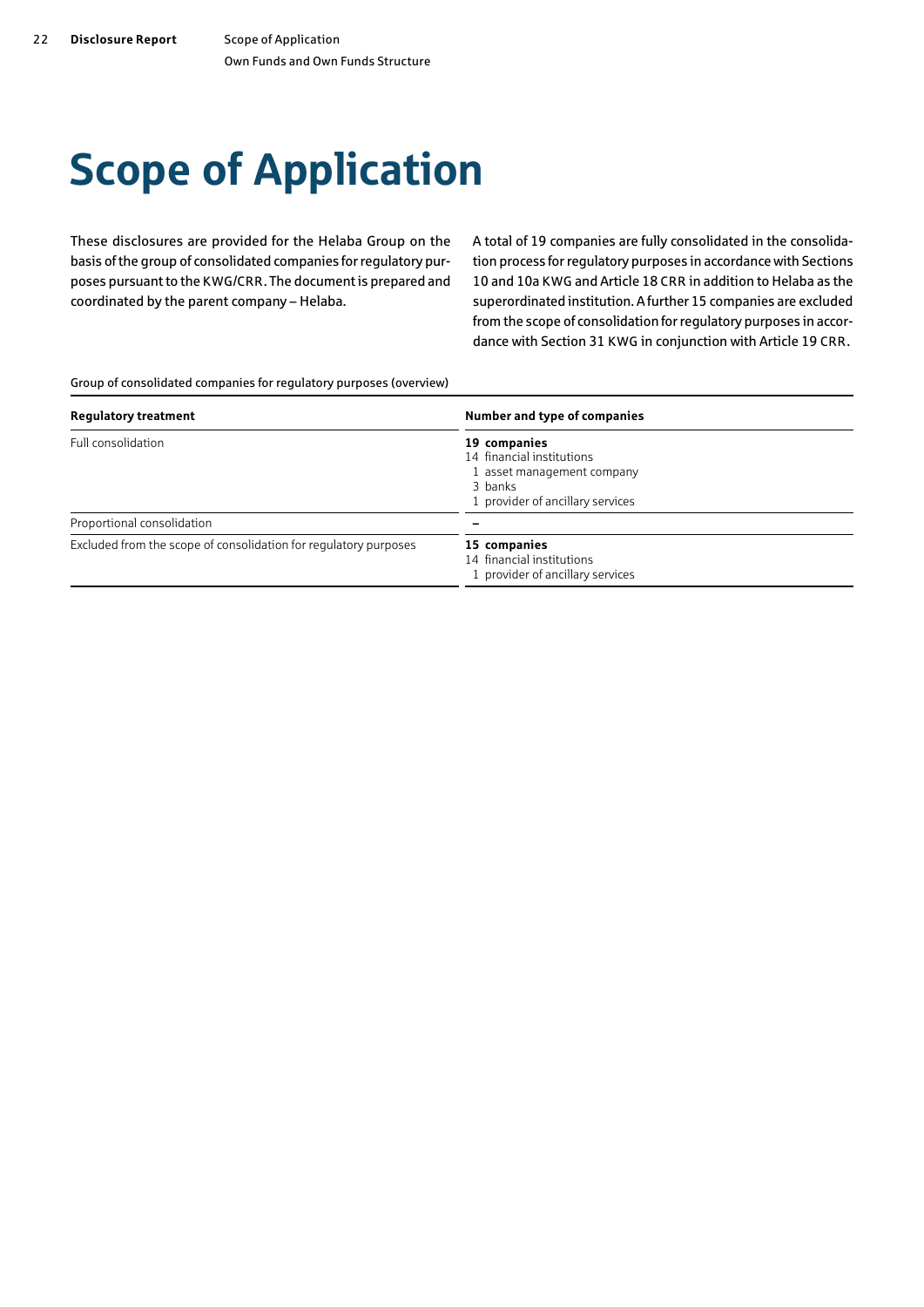# Scope of Application

These disclosures are provided for the Helaba Group on the basis of the group of consolidated companies for regulatory purposes pursuant to the KWG/CRR. The document is prepared and coordinated by the parent company – Helaba.

A total of 19 companies are fully consolidated in the consolidation process for regulatory purposes in accordance with Sections 10 and 10a KWG and Article 18 CRR in addition to Helaba as the superordinated institution. A further 15 companies are excluded from the scope of consolidation for regulatory purposes in accordance with Section 31 KWG in conjunction with Article 19 CRR.

Group of consolidated companies for regulatory purposes (overview)

| Regulatory treatment | Number and type of companies |
|---|---|
| Full consolidation | **19 companies**<br>14 financial institutions<br>1 asset management company<br>3 banks<br>1 provider of ancillary services |
| Proportional consolidation | – |
| Excluded from the scope of consolidation for regulatory purposes | **15 companies**<br>14 financial institutions<br>1 provider of ancillary services |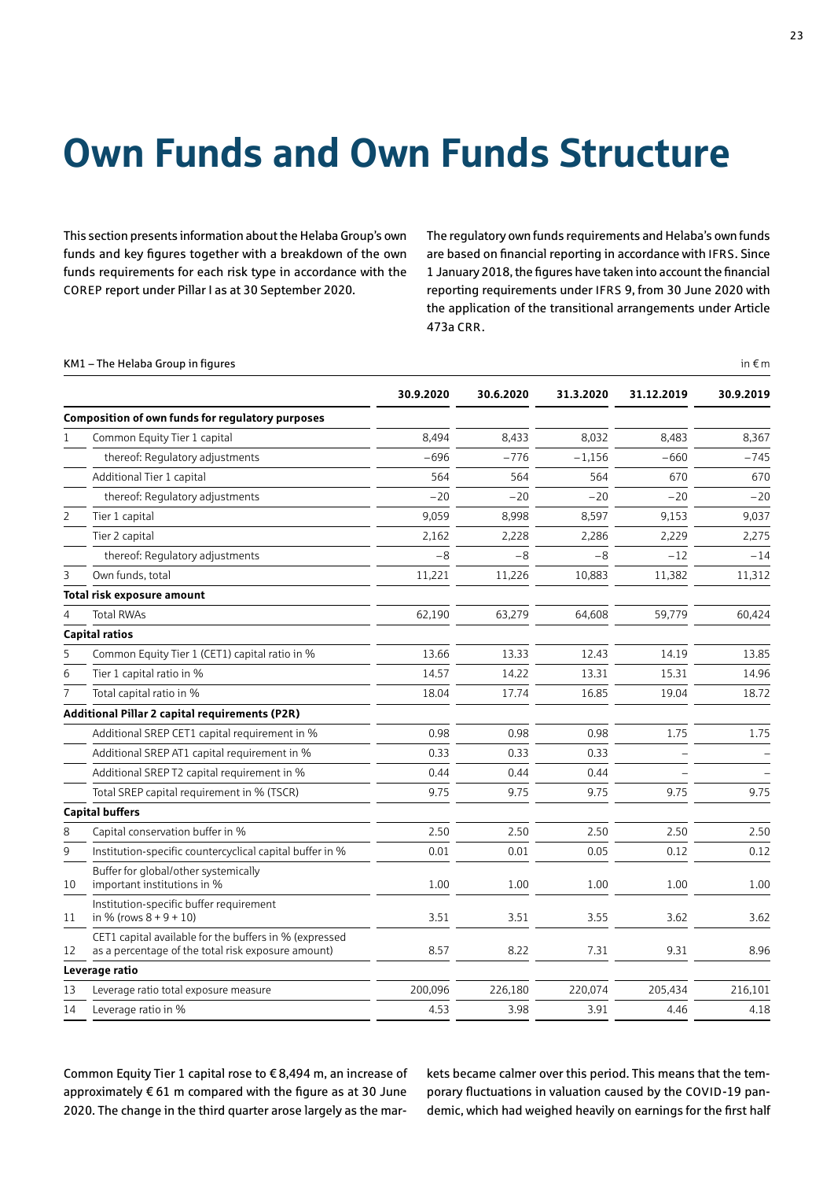# Own Funds and Own Funds Structure

This section presents information about the Helaba Group's own funds and key figures together with a breakdown of the own funds requirements for each risk type in accordance with the COREP report under Pillar I as at 30 September 2020.

The regulatory own funds requirements and Helaba's own funds are based on financial reporting in accordance with IFRS. Since 1 January 2018, the figures have taken into account the financial reporting requirements under IFRS 9, from 30 June 2020 with the application of the transitional arrangements under Article 473a CRR.

KM1 – The Helaba Group in figures

in € m

| | | 30.9.2020 | 30.6.2020 | 31.3.2020 | 31.12.2019 | 30.9.2019 |
|---|---|---|---|---|---|---|
| **Composition of own funds for regulatory purposes** | | | | | | |
| 1 | Common Equity Tier 1 capital | 8,494 | 8,433 | 8,032 | 8,483 | 8,367 |
| | thereof: Regulatory adjustments | −696 | −776 | −1,156 | −660 | −745 |
| | Additional Tier 1 capital | 564 | 564 | 564 | 670 | 670 |
| | thereof: Regulatory adjustments | −20 | −20 | −20 | −20 | −20 |
| 2 | Tier 1 capital | 9,059 | 8,998 | 8,597 | 9,153 | 9,037 |
| | Tier 2 capital | 2,162 | 2,228 | 2,286 | 2,229 | 2,275 |
| | thereof: Regulatory adjustments | −8 | −8 | −8 | −12 | −14 |
| 3 | Own funds, total | 11,221 | 11,226 | 10,883 | 11,382 | 11,312 |
| **Total risk exposure amount** | | | | | | |
| 4 | Total RWAs | 62,190 | 63,279 | 64,608 | 59,779 | 60,424 |
| **Capital ratios** | | | | | | |
| 5 | Common Equity Tier 1 (CET1) capital ratio in % | 13.66 | 13.33 | 12.43 | 14.19 | 13.85 |
| 6 | Tier 1 capital ratio in % | 14.57 | 14.22 | 13.31 | 15.31 | 14.96 |
| 7 | Total capital ratio in % | 18.04 | 17.74 | 16.85 | 19.04 | 18.72 |
| **Additional Pillar 2 capital requirements (P2R)** | | | | | | |
| | Additional SREP CET1 capital requirement in % | 0.98 | 0.98 | 0.98 | 1.75 | 1.75 |
| | Additional SREP AT1 capital requirement in % | 0.33 | 0.33 | 0.33 | – | – |
| | Additional SREP T2 capital requirement in % | 0.44 | 0.44 | 0.44 | – | – |
| | Total SREP capital requirement in % (TSCR) | 9.75 | 9.75 | 9.75 | 9.75 | 9.75 |
| **Capital buffers** | | | | | | |
| 8 | Capital conservation buffer in % | 2.50 | 2.50 | 2.50 | 2.50 | 2.50 |
| 9 | Institution-specific countercyclical capital buffer in % | 0.01 | 0.01 | 0.05 | 0.12 | 0.12 |
| 10 | Buffer for global/other systemically important institutions in % | 1.00 | 1.00 | 1.00 | 1.00 | 1.00 |
| 11 | Institution-specific buffer requirement in % (rows 8 + 9 + 10) | 3.51 | 3.51 | 3.55 | 3.62 | 3.62 |
| 12 | CET1 capital available for the buffers in % (expressed as a percentage of the total risk exposure amount) | 8.57 | 8.22 | 7.31 | 9.31 | 8.96 |
| **Leverage ratio** | | | | | | |
| 13 | Leverage ratio total exposure measure | 200,096 | 226,180 | 220,074 | 205,434 | 216,101 |
| 14 | Leverage ratio in % | 4.53 | 3.98 | 3.91 | 4.46 | 4.18 |

Common Equity Tier 1 capital rose to € 8,494 m, an increase of approximately € 61 m compared with the figure as at 30 June 2020. The change in the third quarter arose largely as the markets became calmer over this period. This means that the temporary fluctuations in valuation caused by the COVID-19 pandemic, which had weighed heavily on earnings for the first half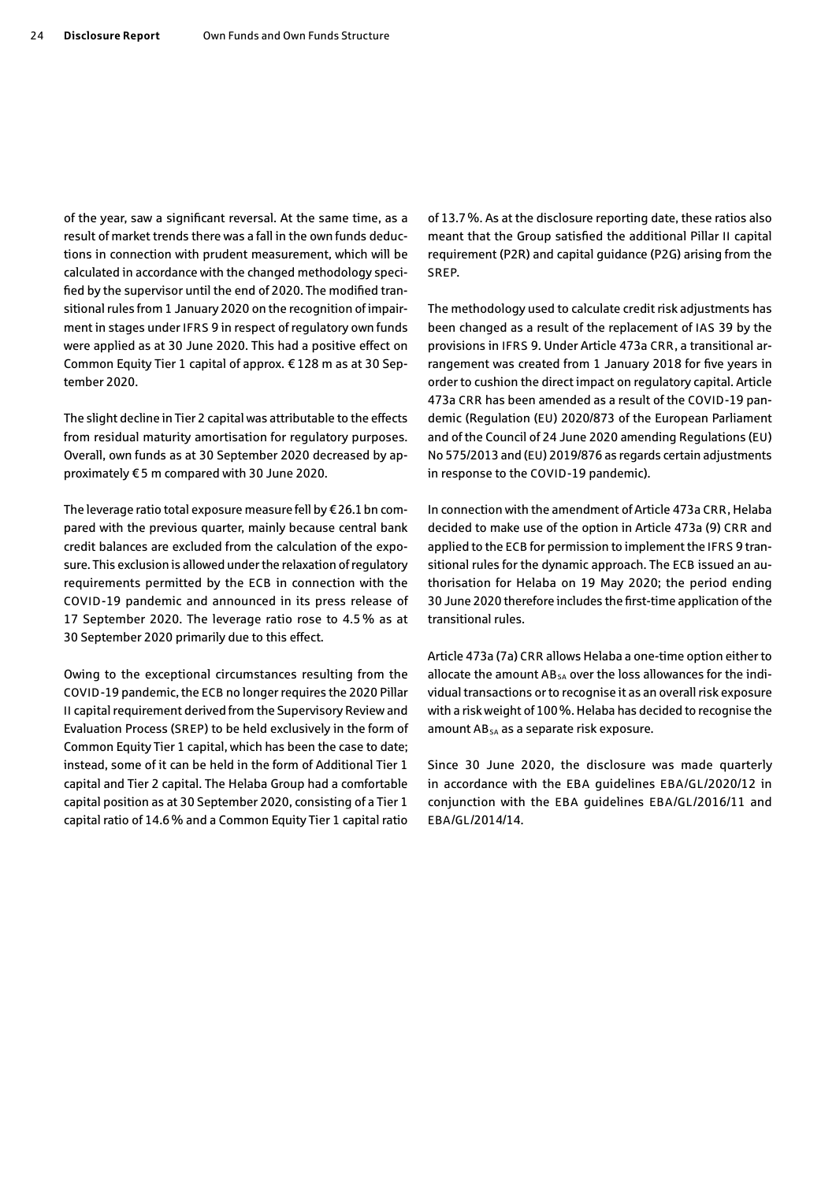of the year, saw a significant reversal. At the same time, as a result of market trends there was a fall in the own funds deductions in connection with prudent measurement, which will be calculated in accordance with the changed methodology specified by the supervisor until the end of 2020. The modified transitional rules from 1 January 2020 on the recognition of impairment in stages under IFRS 9 in respect of regulatory own funds were applied as at 30 June 2020. This had a positive effect on Common Equity Tier 1 capital of approx. € 128 m as at 30 September 2020.

The slight decline in Tier 2 capital was attributable to the effects from residual maturity amortisation for regulatory purposes. Overall, own funds as at 30 September 2020 decreased by approximately € 5 m compared with 30 June 2020.

The leverage ratio total exposure measure fell by € 26.1 bn compared with the previous quarter, mainly because central bank credit balances are excluded from the calculation of the exposure. This exclusion is allowed under the relaxation of regulatory requirements permitted by the ECB in connection with the COVID-19 pandemic and announced in its press release of 17 September 2020. The leverage ratio rose to 4.5 % as at 30 September 2020 primarily due to this effect.

Owing to the exceptional circumstances resulting from the COVID-19 pandemic, the ECB no longer requires the 2020 Pillar II capital requirement derived from the Supervisory Review and Evaluation Process (SREP) to be held exclusively in the form of Common Equity Tier 1 capital, which has been the case to date; instead, some of it can be held in the form of Additional Tier 1 capital and Tier 2 capital. The Helaba Group had a comfortable capital position as at 30 September 2020, consisting of a Tier 1 capital ratio of 14.6 % and a Common Equity Tier 1 capital ratio of 13.7 %. As at the disclosure reporting date, these ratios also meant that the Group satisfied the additional Pillar II capital requirement (P2R) and capital guidance (P2G) arising from the SREP.

The methodology used to calculate credit risk adjustments has been changed as a result of the replacement of IAS 39 by the provisions in IFRS 9. Under Article 473a CRR, a transitional arrangement was created from 1 January 2018 for five years in order to cushion the direct impact on regulatory capital. Article 473a CRR has been amended as a result of the COVID-19 pandemic (Regulation (EU) 2020/873 of the European Parliament and of the Council of 24 June 2020 amending Regulations (EU) No 575/2013 and (EU) 2019/876 as regards certain adjustments in response to the COVID-19 pandemic).

In connection with the amendment of Article 473a CRR, Helaba decided to make use of the option in Article 473a (9) CRR and applied to the ECB for permission to implement the IFRS 9 transitional rules for the dynamic approach. The ECB issued an authorisation for Helaba on 19 May 2020; the period ending 30 June 2020 therefore includes the first-time application of the transitional rules.

Article 473a (7a) CRR allows Helaba a one-time option either to allocate the amount $AB_{SA}$ over the loss allowances for the individual transactions or to recognise it as an overall risk exposure with a risk weight of 100 %. Helaba has decided to recognise the amount $AB_{SA}$ as a separate risk exposure.

Since 30 June 2020, the disclosure was made quarterly in accordance with the EBA guidelines EBA/GL/2020/12 in conjunction with the EBA guidelines EBA/GL/2016/11 and EBA/GL/2014/14.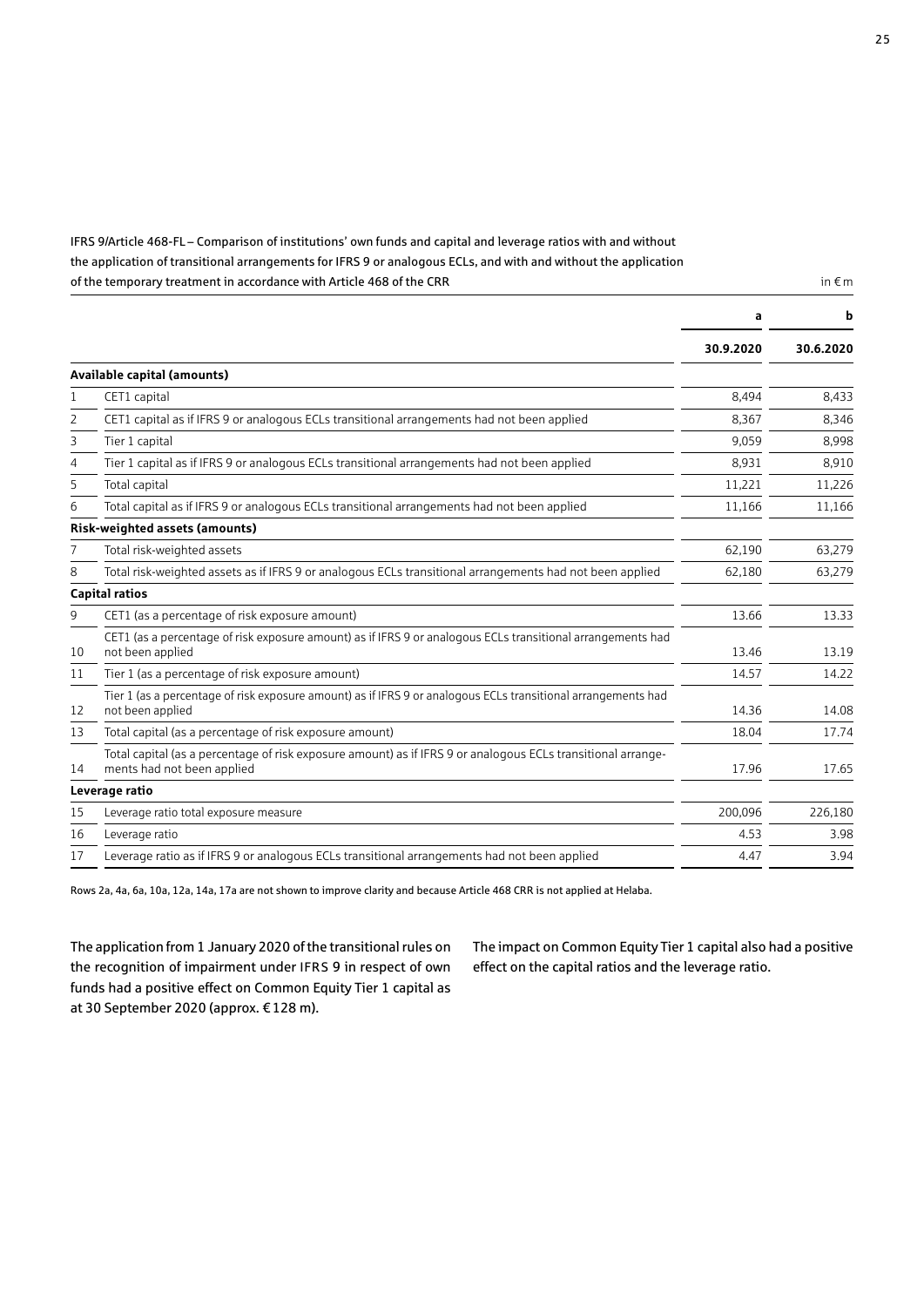IFRS 9/Article 468-FL – Comparison of institutions' own funds and capital and leverage ratios with and without the application of transitional arrangements for IFRS 9 or analogous ECLs, and with and without the application of the temporary treatment in accordance with Article 468 of the CRR

in € m

| | | a | b |
|---|---|---|---|
| | | 30.9.2020 | 30.6.2020 |
| | **Available capital (amounts)** | | |
| 1 | CET1 capital | 8,494 | 8,433 |
| 2 | CET1 capital as if IFRS 9 or analogous ECLs transitional arrangements had not been applied | 8,367 | 8,346 |
| 3 | Tier 1 capital | 9,059 | 8,998 |
| 4 | Tier 1 capital as if IFRS 9 or analogous ECLs transitional arrangements had not been applied | 8,931 | 8,910 |
| 5 | Total capital | 11,221 | 11,226 |
| 6 | Total capital as if IFRS 9 or analogous ECLs transitional arrangements had not been applied | 11,166 | 11,166 |
| | **Risk-weighted assets (amounts)** | | |
| 7 | Total risk-weighted assets | 62,190 | 63,279 |
| 8 | Total risk-weighted assets as if IFRS 9 or analogous ECLs transitional arrangements had not been applied | 62,180 | 63,279 |
| | **Capital ratios** | | |
| 9 | CET1 (as a percentage of risk exposure amount) | 13.66 | 13.33 |
| 10 | CET1 (as a percentage of risk exposure amount) as if IFRS 9 or analogous ECLs transitional arrangements had not been applied | 13.46 | 13.19 |
| 11 | Tier 1 (as a percentage of risk exposure amount) | 14.57 | 14.22 |
| 12 | Tier 1 (as a percentage of risk exposure amount) as if IFRS 9 or analogous ECLs transitional arrangements had not been applied | 14.36 | 14.08 |
| 13 | Total capital (as a percentage of risk exposure amount) | 18.04 | 17.74 |
| 14 | Total capital (as a percentage of risk exposure amount) as if IFRS 9 or analogous ECLs transitional arrangements had not been applied | 17.96 | 17.65 |
| | **Leverage ratio** | | |
| 15 | Leverage ratio total exposure measure | 200,096 | 226,180 |
| 16 | Leverage ratio | 4.53 | 3.98 |
| 17 | Leverage ratio as if IFRS 9 or analogous ECLs transitional arrangements had not been applied | 4.47 | 3.94 |

Rows 2a, 4a, 6a, 10a, 12a, 14a, 17a are not shown to improve clarity and because Article 468 CRR is not applied at Helaba.

The application from 1 January 2020 of the transitional rules on the recognition of impairment under IFRS 9 in respect of own funds had a positive effect on Common Equity Tier 1 capital as at 30 September 2020 (approx. € 128 m).

The impact on Common Equity Tier 1 capital also had a positive effect on the capital ratios and the leverage ratio.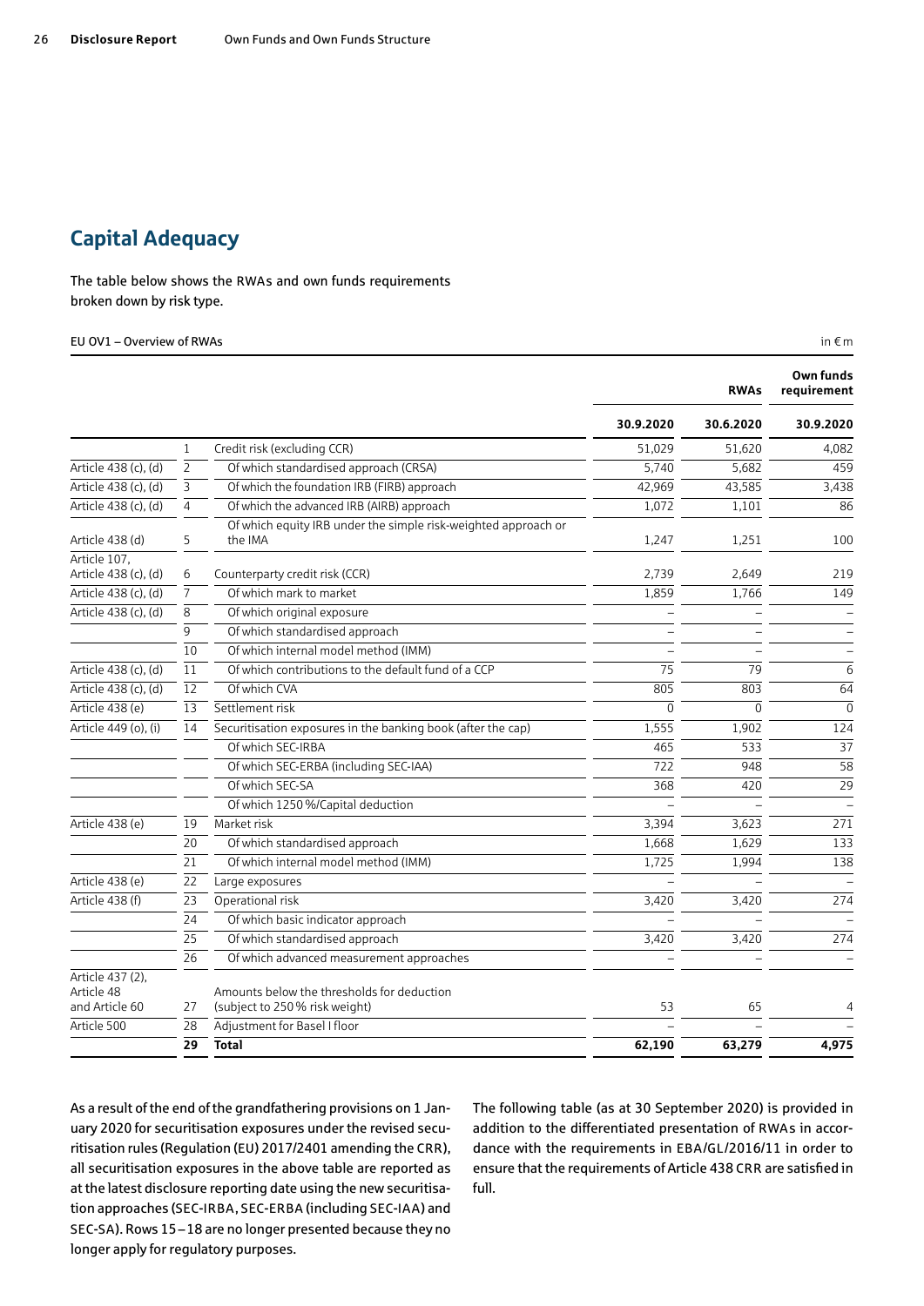## Capital Adequacy

The table below shows the RWAs and own funds requirements broken down by risk type.

EU OV1 – Overview of RWAs — in € m

| | | | RWAs | | Own funds requirement |
|---|---|---|---|---|---|
| | | | 30.9.2020 | 30.6.2020 | 30.9.2020 |
| | 1 | Credit risk (excluding CCR) | 51,029 | 51,620 | 4,082 |
| Article 438 (c), (d) | 2 | Of which standardised approach (CRSA) | 5,740 | 5,682 | 459 |
| Article 438 (c), (d) | 3 | Of which the foundation IRB (FIRB) approach | 42,969 | 43,585 | 3,438 |
| Article 438 (c), (d) | 4 | Of which the advanced IRB (AIRB) approach | 1,072 | 1,101 | 86 |
| Article 438 (d) | 5 | Of which equity IRB under the simple risk-weighted approach or the IMA | 1,247 | 1,251 | 100 |
| Article 107, Article 438 (c), (d) | 6 | Counterparty credit risk (CCR) | 2,739 | 2,649 | 219 |
| Article 438 (c), (d) | 7 | Of which mark to market | 1,859 | 1,766 | 149 |
| Article 438 (c), (d) | 8 | Of which original exposure | – | – | – |
| | 9 | Of which standardised approach | – | – | – |
| | 10 | Of which internal model method (IMM) | – | – | – |
| Article 438 (c), (d) | 11 | Of which contributions to the default fund of a CCP | 75 | 79 | 6 |
| Article 438 (c), (d) | 12 | Of which CVA | 805 | 803 | 64 |
| Article 438 (e) | 13 | Settlement risk | 0 | 0 | 0 |
| Article 449 (o), (i) | 14 | Securitisation exposures in the banking book (after the cap) | 1,555 | 1,902 | 124 |
| | | Of which SEC-IRBA | 465 | 533 | 37 |
| | | Of which SEC-ERBA (including SEC-IAA) | 722 | 948 | 58 |
| | | Of which SEC-SA | 368 | 420 | 29 |
| | | Of which 1250 %/Capital deduction | – | – | – |
| Article 438 (e) | 19 | Market risk | 3,394 | 3,623 | 271 |
| | 20 | Of which standardised approach | 1,668 | 1,629 | 133 |
| | 21 | Of which internal model method (IMM) | 1,725 | 1,994 | 138 |
| Article 438 (e) | 22 | Large exposures | – | – | – |
| Article 438 (f) | 23 | Operational risk | 3,420 | 3,420 | 274 |
| | 24 | Of which basic indicator approach | – | – | – |
| | 25 | Of which standardised approach | 3,420 | 3,420 | 274 |
| | 26 | Of which advanced measurement approaches | – | – | – |
| Article 437 (2), Article 48 and Article 60 | 27 | Amounts below the thresholds for deduction (subject to 250 % risk weight) | 53 | 65 | 4 |
| Article 500 | 28 | Adjustment for Basel I floor | – | – | – |
| | **29** | **Total** | **62,190** | **63,279** | **4,975** |

As a result of the end of the grandfathering provisions on 1 January 2020 for securitisation exposures under the revised securitisation rules (Regulation (EU) 2017/2401 amending the CRR), all securitisation exposures in the above table are reported as at the latest disclosure reporting date using the new securitisation approaches (SEC-IRBA, SEC-ERBA (including SEC-IAA) and SEC-SA). Rows 15 – 18 are no longer presented because they no longer apply for regulatory purposes.

The following table (as at 30 September 2020) is provided in addition to the differentiated presentation of RWAs in accordance with the requirements in EBA/GL/2016/11 in order to ensure that the requirements of Article 438 CRR are satisfied in full.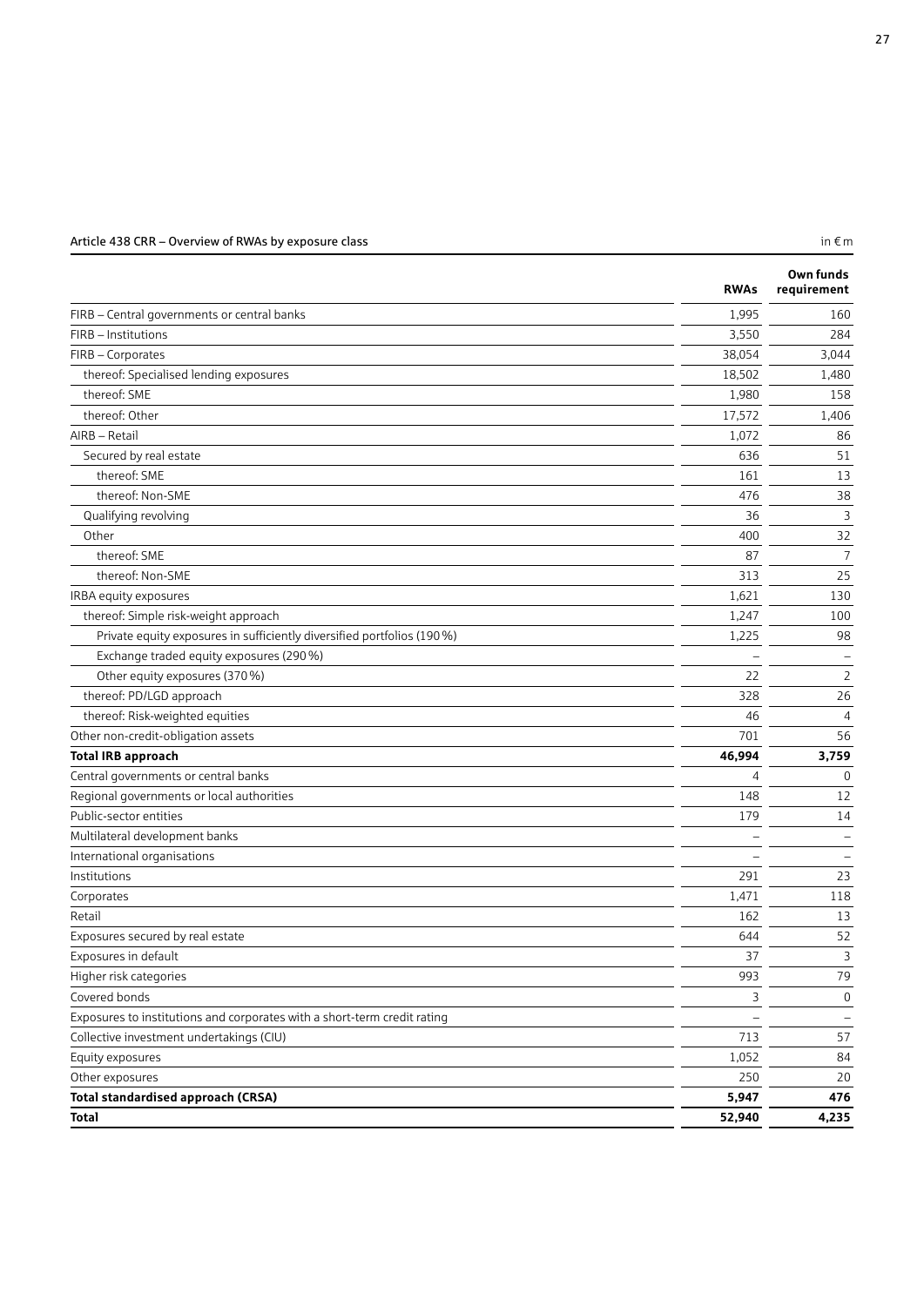**Article 438 CRR – Overview of RWAs by exposure class** in € m

| | RWAs | Own funds requirement |
|---|---|---|
| FIRB – Central governments or central banks | 1,995 | 160 |
| FIRB – Institutions | 3,550 | 284 |
| FIRB – Corporates | 38,054 | 3,044 |
| thereof: Specialised lending exposures | 18,502 | 1,480 |
| thereof: SME | 1,980 | 158 |
| thereof: Other | 17,572 | 1,406 |
| AIRB – Retail | 1,072 | 86 |
| Secured by real estate | 636 | 51 |
| thereof: SME | 161 | 13 |
| thereof: Non-SME | 476 | 38 |
| Qualifying revolving | 36 | 3 |
| Other | 400 | 32 |
| thereof: SME | 87 | 7 |
| thereof: Non-SME | 313 | 25 |
| IRBA equity exposures | 1,621 | 130 |
| thereof: Simple risk-weight approach | 1,247 | 100 |
| Private equity exposures in sufficiently diversified portfolios (190 %) | 1,225 | 98 |
| Exchange traded equity exposures (290 %) | – | – |
| Other equity exposures (370 %) | 22 | 2 |
| thereof: PD/LGD approach | 328 | 26 |
| thereof: Risk-weighted equities | 46 | 4 |
| Other non-credit-obligation assets | 701 | 56 |
| **Total IRB approach** | **46,994** | **3,759** |
| Central governments or central banks | 4 | 0 |
| Regional governments or local authorities | 148 | 12 |
| Public-sector entities | 179 | 14 |
| Multilateral development banks | – | – |
| International organisations | – | – |
| Institutions | 291 | 23 |
| Corporates | 1,471 | 118 |
| Retail | 162 | 13 |
| Exposures secured by real estate | 644 | 52 |
| Exposures in default | 37 | 3 |
| Higher risk categories | 993 | 79 |
| Covered bonds | 3 | 0 |
| Exposures to institutions and corporates with a short-term credit rating | – | – |
| Collective investment undertakings (CIU) | 713 | 57 |
| Equity exposures | 1,052 | 84 |
| Other exposures | 250 | 20 |
| **Total standardised approach (CRSA)** | **5,947** | **476** |
| **Total** | **52,940** | **4,235** |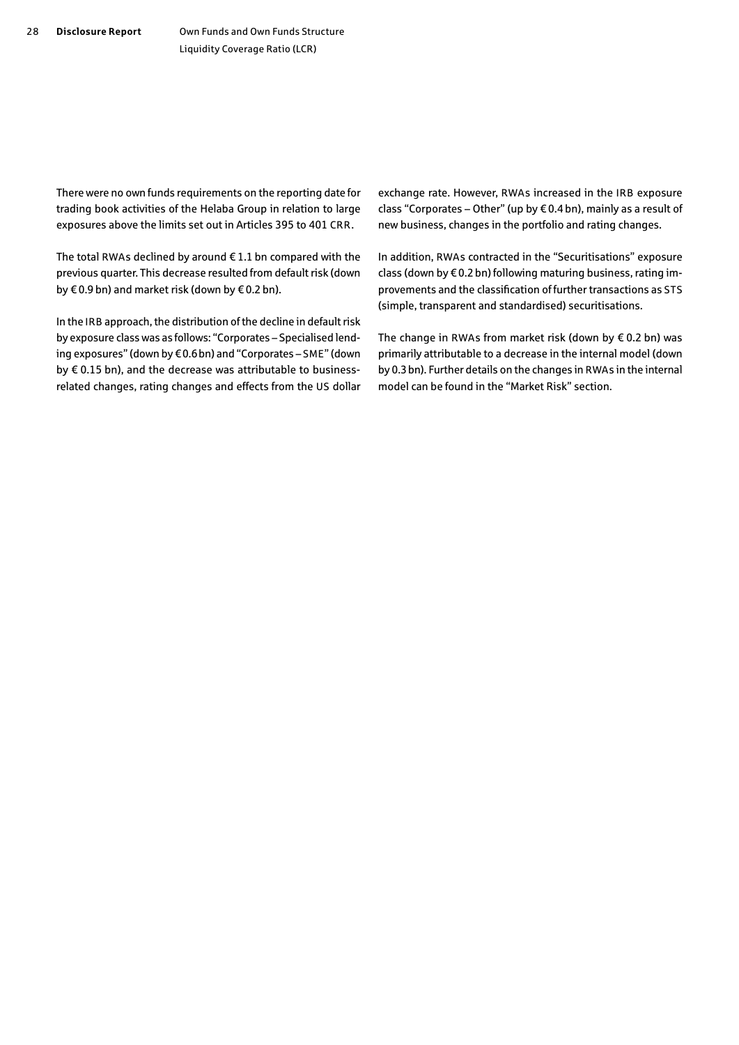There were no own funds requirements on the reporting date for trading book activities of the Helaba Group in relation to large exposures above the limits set out in Articles 395 to 401 CRR.

The total RWAs declined by around € 1.1 bn compared with the previous quarter. This decrease resulted from default risk (down by € 0.9 bn) and market risk (down by € 0.2 bn).

In the IRB approach, the distribution of the decline in default risk by exposure class was as follows: "Corporates – Specialised lending exposures" (down by € 0.6 bn) and "Corporates – SME" (down by € 0.15 bn), and the decrease was attributable to business-related changes, rating changes and effects from the US dollar exchange rate. However, RWAs increased in the IRB exposure class "Corporates – Other" (up by € 0.4 bn), mainly as a result of new business, changes in the portfolio and rating changes.

In addition, RWAs contracted in the "Securitisations" exposure class (down by € 0.2 bn) following maturing business, rating improvements and the classification of further transactions as STS (simple, transparent and standardised) securitisations.

The change in RWAs from market risk (down by € 0.2 bn) was primarily attributable to a decrease in the internal model (down by 0.3 bn). Further details on the changes in RWAs in the internal model can be found in the "Market Risk" section.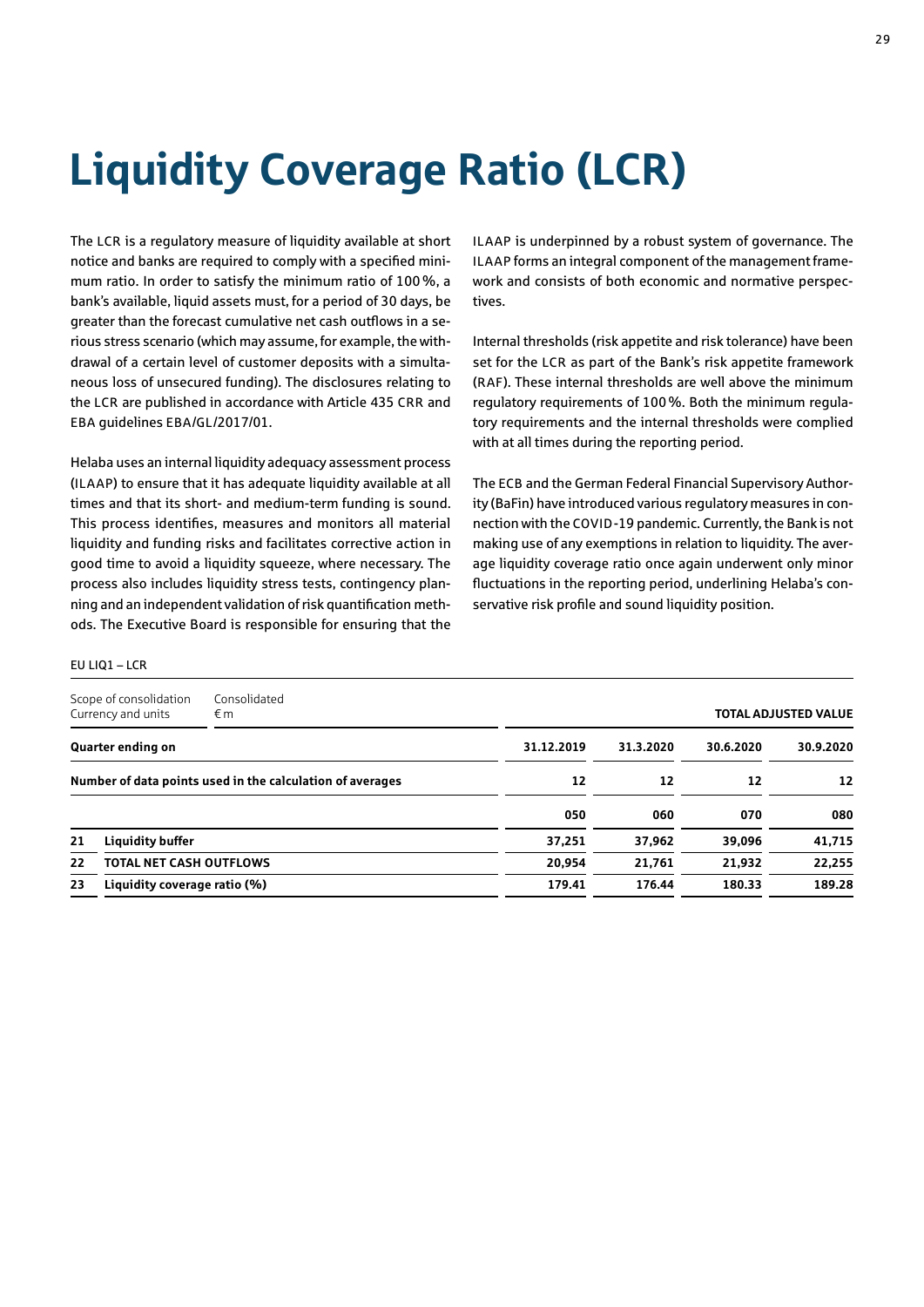# Liquidity Coverage Ratio (LCR)

The LCR is a regulatory measure of liquidity available at short notice and banks are required to comply with a specified minimum ratio. In order to satisfy the minimum ratio of 100 %, a bank's available, liquid assets must, for a period of 30 days, be greater than the forecast cumulative net cash outflows in a serious stress scenario (which may assume, for example, the withdrawal of a certain level of customer deposits with a simultaneous loss of unsecured funding). The disclosures relating to the LCR are published in accordance with Article 435 CRR and EBA guidelines EBA/GL/2017/01.

Helaba uses an internal liquidity adequacy assessment process (ILAAP) to ensure that it has adequate liquidity available at all times and that its short- and medium-term funding is sound. This process identifies, measures and monitors all material liquidity and funding risks and facilitates corrective action in good time to avoid a liquidity squeeze, where necessary. The process also includes liquidity stress tests, contingency planning and an independent validation of risk quantification methods. The Executive Board is responsible for ensuring that the ILAAP is underpinned by a robust system of governance. The ILAAP forms an integral component of the management framework and consists of both economic and normative perspectives.

Internal thresholds (risk appetite and risk tolerance) have been set for the LCR as part of the Bank's risk appetite framework (RAF). These internal thresholds are well above the minimum regulatory requirements of 100 %. Both the minimum regulatory requirements and the internal thresholds were complied with at all times during the reporting period.

The ECB and the German Federal Financial Supervisory Authority (BaFin) have introduced various regulatory measures in connection with the COVID-19 pandemic. Currently, the Bank is not making use of any exemptions in relation to liquidity. The average liquidity coverage ratio once again underwent only minor fluctuations in the reporting period, underlining Helaba's conservative risk profile and sound liquidity position.

EU LIQ1 – LCR

| Scope of consolidation<br>Currency and units | Consolidated<br>€ m | | | | TOTAL ADJUSTED VALUE |
|---|---|---|---|---|---|
| **Quarter ending on** | | **31.12.2019** | **31.3.2020** | **30.6.2020** | **30.9.2020** |
| **Number of data points used in the calculation of averages** | | **12** | **12** | **12** | **12** |
| | | **050** | **060** | **070** | **080** |
| **21** | **Liquidity buffer** | **37,251** | **37,962** | **39,096** | **41,715** |
| **22** | **TOTAL NET CASH OUTFLOWS** | **20,954** | **21,761** | **21,932** | **22,255** |
| **23** | **Liquidity coverage ratio (%)** | **179.41** | **176.44** | **180.33** | **189.28** |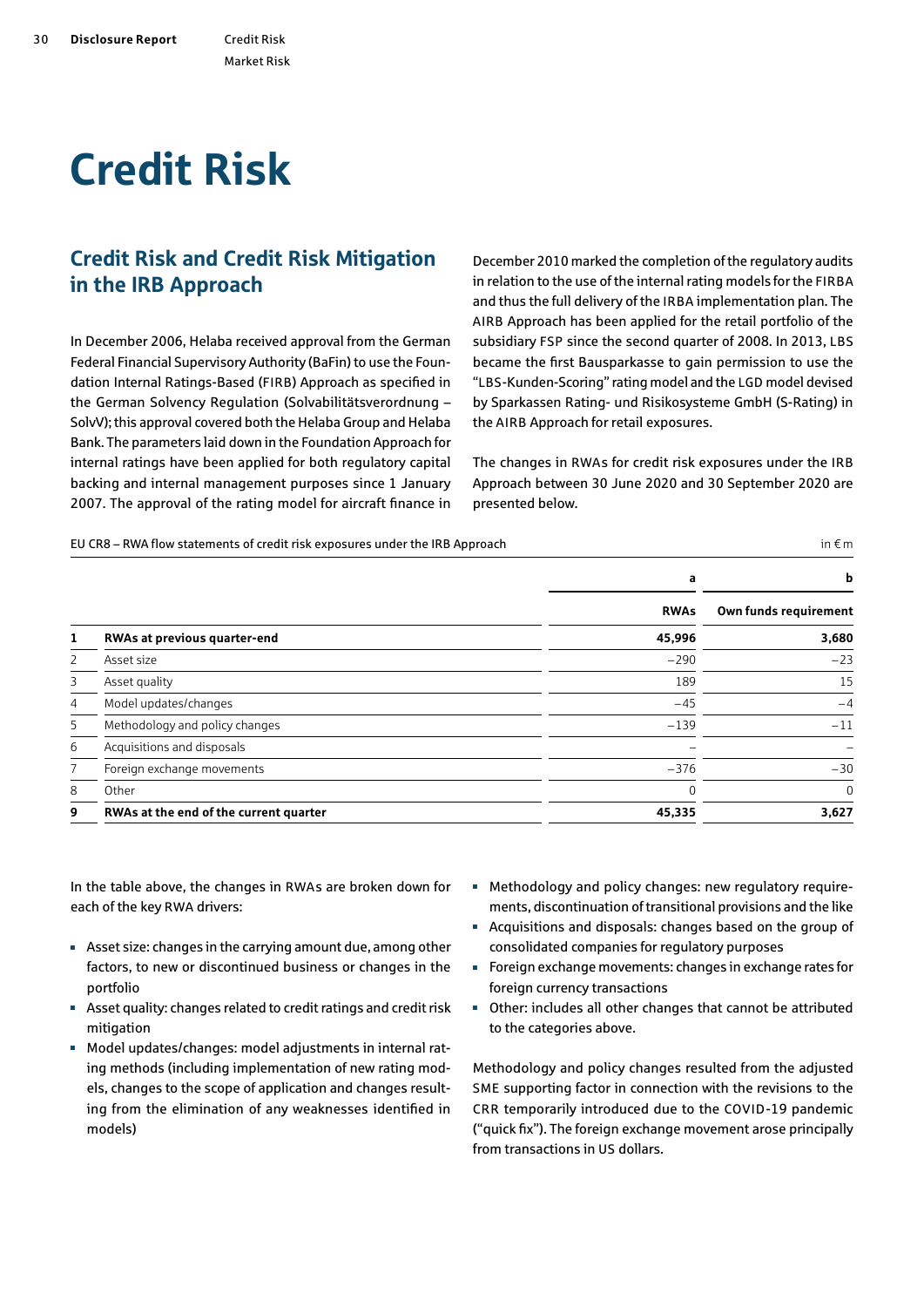# Credit Risk

## Credit Risk and Credit Risk Mitigation in the IRB Approach

In December 2006, Helaba received approval from the German Federal Financial Supervisory Authority (BaFin) to use the Foundation Internal Ratings-Based (FIRB) Approach as specified in the German Solvency Regulation (Solvabilitätsverordnung – SolvV); this approval covered both the Helaba Group and Helaba Bank. The parameters laid down in the Foundation Approach for internal ratings have been applied for both regulatory capital backing and internal management purposes since 1 January 2007. The approval of the rating model for aircraft finance in December 2010 marked the completion of the regulatory audits in relation to the use of the internal rating models for the FIRBA and thus the full delivery of the IRBA implementation plan. The AIRB Approach has been applied for the retail portfolio of the subsidiary FSP since the second quarter of 2008. In 2013, LBS became the first Bausparkasse to gain permission to use the "LBS-Kunden-Scoring" rating model and the LGD model devised by Sparkassen Rating- und Risikosysteme GmbH (S-Rating) in the AIRB Approach for retail exposures.

The changes in RWAs for credit risk exposures under the IRB Approach between 30 June 2020 and 30 September 2020 are presented below.

EU CR8 – RWA flow statements of credit risk exposures under the IRB Approach (in € m)

| | | a | b |
|---|---|---|---|
| | | **RWAs** | **Own funds requirement** |
| **1** | **RWAs at previous quarter-end** | **45,996** | **3,680** |
| 2 | Asset size | −290 | −23 |
| 3 | Asset quality | 189 | 15 |
| 4 | Model updates/changes | −45 | −4 |
| 5 | Methodology and policy changes | −139 | −11 |
| 6 | Acquisitions and disposals | – | – |
| 7 | Foreign exchange movements | −376 | −30 |
| 8 | Other | 0 | 0 |
| **9** | **RWAs at the end of the current quarter** | **45,335** | **3,627** |

In the table above, the changes in RWAs are broken down for each of the key RWA drivers:

- Asset size: changes in the carrying amount due, among other factors, to new or discontinued business or changes in the portfolio
- Asset quality: changes related to credit ratings and credit risk mitigation
- Model updates/changes: model adjustments in internal rating methods (including implementation of new rating models, changes to the scope of application and changes resulting from the elimination of any weaknesses identified in models)
- Methodology and policy changes: new regulatory requirements, discontinuation of transitional provisions and the like
- Acquisitions and disposals: changes based on the group of consolidated companies for regulatory purposes
- Foreign exchange movements: changes in exchange rates for foreign currency transactions
- Other: includes all other changes that cannot be attributed to the categories above.

Methodology and policy changes resulted from the adjusted SME supporting factor in connection with the revisions to the CRR temporarily introduced due to the COVID-19 pandemic ("quick fix"). The foreign exchange movement arose principally from transactions in US dollars.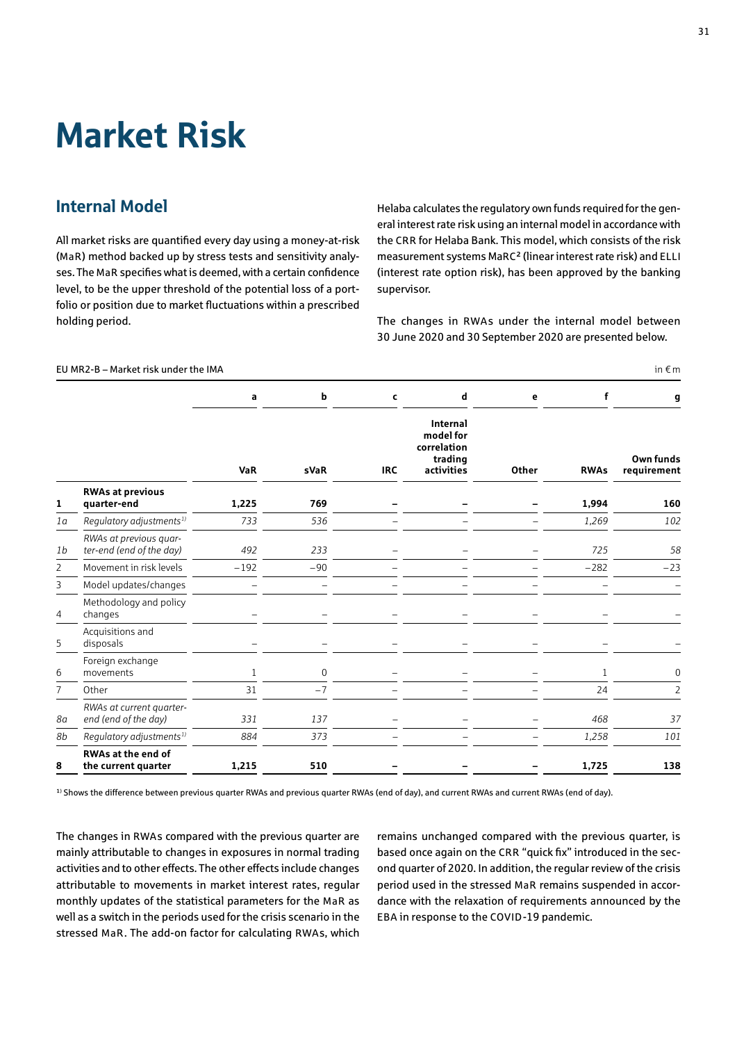# Market Risk

## Internal Model

All market risks are quantified every day using a money-at-risk (MaR) method backed up by stress tests and sensitivity analyses. The MaR specifies what is deemed, with a certain confidence level, to be the upper threshold of the potential loss of a portfolio or position due to market fluctuations within a prescribed holding period.

Helaba calculates the regulatory own funds required for the general interest rate risk using an internal model in accordance with the CRR for Helaba Bank. This model, which consists of the risk measurement systems MaRC² (linear interest rate risk) and ELLI (interest rate option risk), has been approved by the banking supervisor.

The changes in RWAs under the internal model between 30 June 2020 and 30 September 2020 are presented below.

EU MR2-B – Market risk under the IMA — in € m

| | | a | b | c | d | e | f | g |
|---|---|---|---|---|---|---|---|---|
| | | **VaR** | **sVaR** | **IRC** | **Internal model for correlation trading activities** | **Other** | **RWAs** | **Own funds requirement** |
| **1** | **RWAs at previous quarter-end** | **1,225** | **769** | **–** | **–** | **–** | **1,994** | **160** |
| *1a* | *Regulatory adjustments[1)]* | *733* | *536* | *–* | *–* | *–* | *1,269* | *102* |
| *1b* | *RWAs at previous quarter-end (end of the day)* | *492* | *233* | *–* | *–* | *–* | *725* | *58* |
| 2 | Movement in risk levels | –192 | –90 | – | – | – | –282 | –23 |
| 3 | Model updates/changes | – | – | – | – | – | – | – |
| 4 | Methodology and policy changes | – | – | – | – | – | – | – |
| 5 | Acquisitions and disposals | – | – | – | – | – | – | – |
| 6 | Foreign exchange movements | 1 | 0 | – | – | – | 1 | 0 |
| 7 | Other | 31 | –7 | – | – | – | 24 | 2 |
| *8a* | *RWAs at current quarter-end (end of the day)* | *331* | *137* | *–* | *–* | *–* | *468* | *37* |
| *8b* | *Regulatory adjustments[1)]* | *884* | *373* | *–* | *–* | *–* | *1,258* | *101* |
| **8** | **RWAs at the end of the current quarter** | **1,215** | **510** | **–** | **–** | **–** | **1,725** | **138** |

[1)] Shows the difference between previous quarter RWAs and previous quarter RWAs (end of day), and current RWAs and current RWAs (end of day).

The changes in RWAs compared with the previous quarter are mainly attributable to changes in exposures in normal trading activities and to other effects. The other effects include changes attributable to movements in market interest rates, regular monthly updates of the statistical parameters for the MaR as well as a switch in the periods used for the crisis scenario in the stressed MaR. The add-on factor for calculating RWAs, which remains unchanged compared with the previous quarter, is based once again on the CRR "quick fix" introduced in the second quarter of 2020. In addition, the regular review of the crisis period used in the stressed MaR remains suspended in accordance with the relaxation of requirements announced by the EBA in response to the COVID-19 pandemic.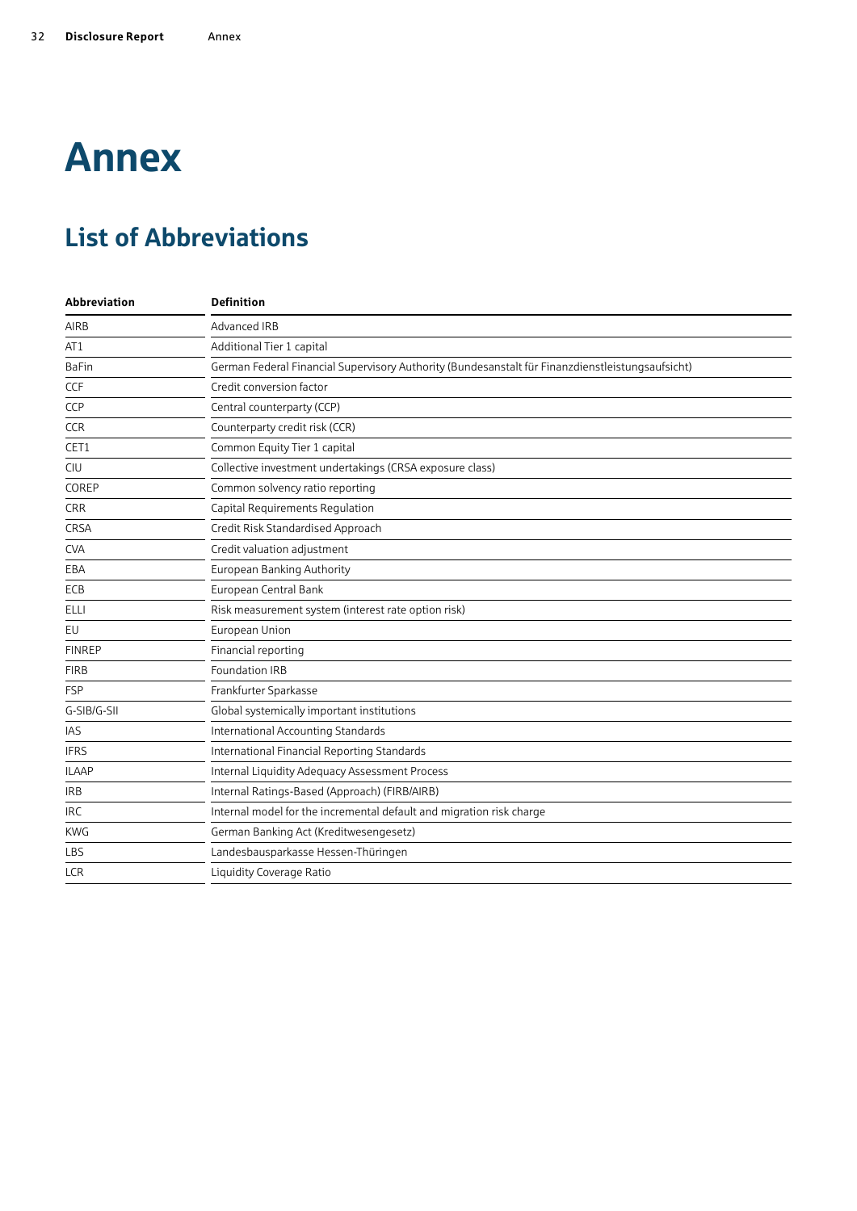# Annex

## List of Abbreviations

| Abbreviation | Definition |
|---|---|
| AIRB | Advanced IRB |
| AT1 | Additional Tier 1 capital |
| BaFin | German Federal Financial Supervisory Authority (Bundesanstalt für Finanzdienstleistungsaufsicht) |
| CCF | Credit conversion factor |
| CCP | Central counterparty (CCP) |
| CCR | Counterparty credit risk (CCR) |
| CET1 | Common Equity Tier 1 capital |
| CIU | Collective investment undertakings (CRSA exposure class) |
| COREP | Common solvency ratio reporting |
| CRR | Capital Requirements Regulation |
| CRSA | Credit Risk Standardised Approach |
| CVA | Credit valuation adjustment |
| EBA | European Banking Authority |
| ECB | European Central Bank |
| ELLI | Risk measurement system (interest rate option risk) |
| EU | European Union |
| FINREP | Financial reporting |
| FIRB | Foundation IRB |
| FSP | Frankfurter Sparkasse |
| G-SIB/G-SII | Global systemically important institutions |
| IAS | International Accounting Standards |
| IFRS | International Financial Reporting Standards |
| ILAAP | Internal Liquidity Adequacy Assessment Process |
| IRB | Internal Ratings-Based (Approach) (FIRB/AIRB) |
| IRC | Internal model for the incremental default and migration risk charge |
| KWG | German Banking Act (Kreditwesengesetz) |
| LBS | Landesbausparkasse Hessen-Thüringen |
| LCR | Liquidity Coverage Ratio |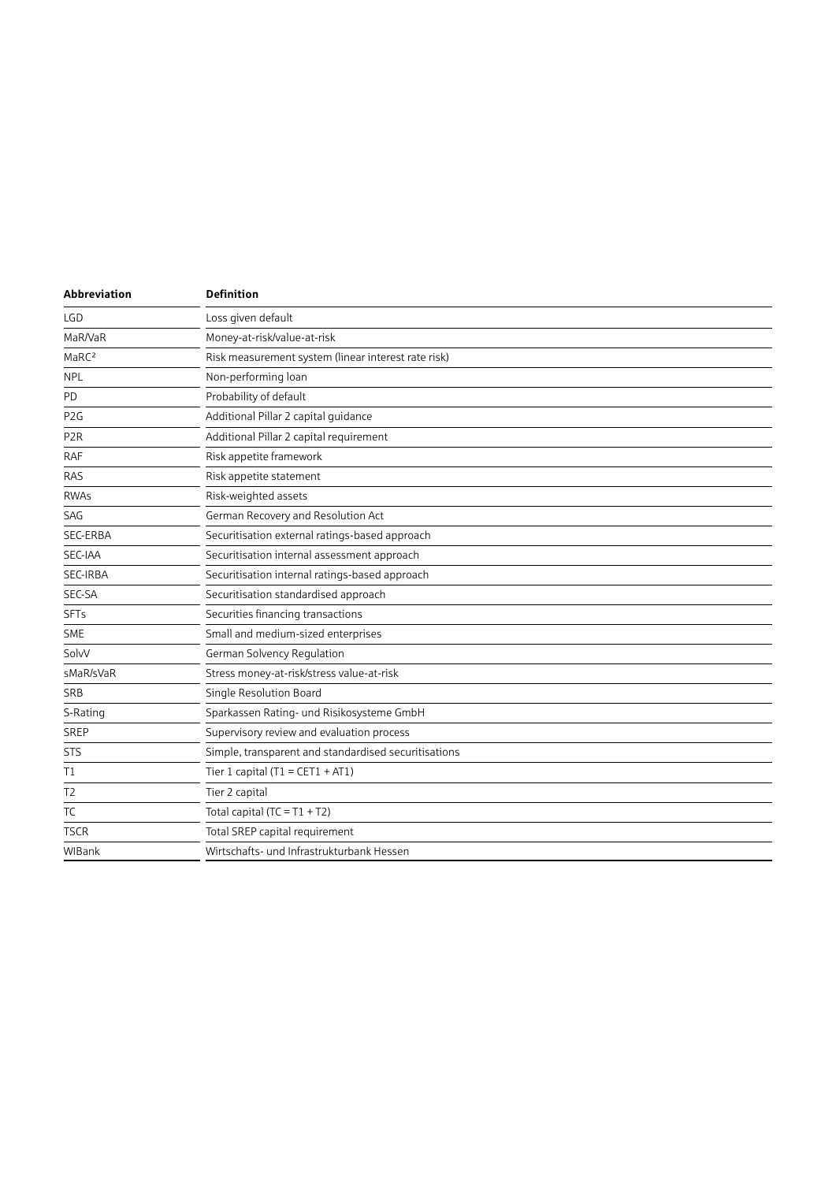| Abbreviation | Definition |
|---|---|
| LGD | Loss given default |
| MaR/VaR | Money-at-risk/value-at-risk |
| $MaRC^2$ | Risk measurement system (linear interest rate risk) |
| NPL | Non-performing loan |
| PD | Probability of default |
| P2G | Additional Pillar 2 capital guidance |
| P2R | Additional Pillar 2 capital requirement |
| RAF | Risk appetite framework |
| RAS | Risk appetite statement |
| RWAs | Risk-weighted assets |
| SAG | German Recovery and Resolution Act |
| SEC-ERBA | Securitisation external ratings-based approach |
| SEC-IAA | Securitisation internal assessment approach |
| SEC-IRBA | Securitisation internal ratings-based approach |
| SEC-SA | Securitisation standardised approach |
| SFTs | Securities financing transactions |
| SME | Small and medium-sized enterprises |
| SolvV | German Solvency Regulation |
| sMaR/sVaR | Stress money-at-risk/stress value-at-risk |
| SRB | Single Resolution Board |
| S-Rating | Sparkassen Rating- und Risikosysteme GmbH |
| SREP | Supervisory review and evaluation process |
| STS | Simple, transparent and standardised securitisations |
| T1 | Tier 1 capital (T1 = CET1 + AT1) |
| T2 | Tier 2 capital |
| TC | Total capital (TC = T1 + T2) |
| TSCR | Total SREP capital requirement |
| WIBank | Wirtschafts- und Infrastrukturbank Hessen |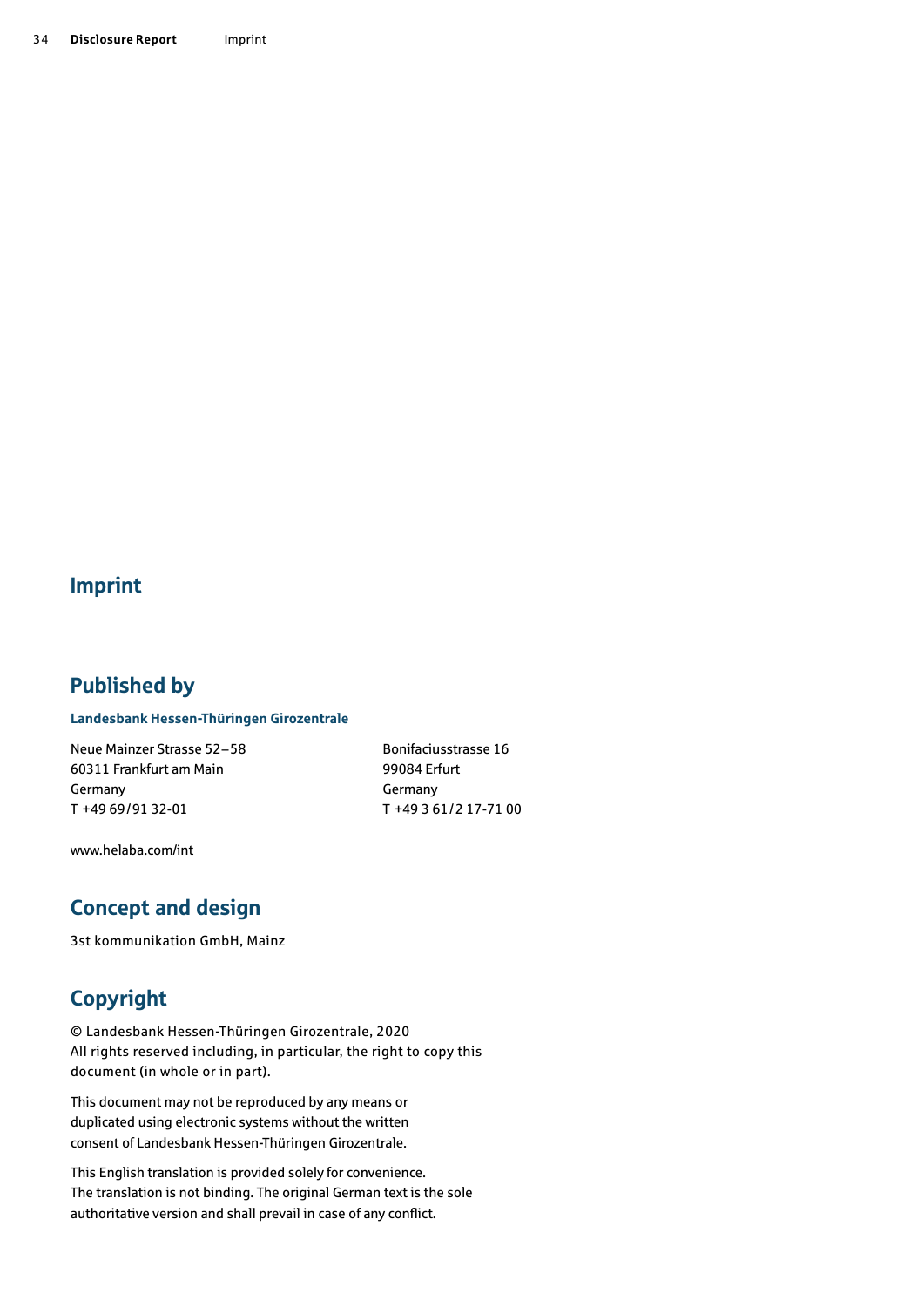# Imprint

## Published by

**Landesbank Hessen-Thüringen Girozentrale**

Neue Mainzer Strasse 52–58
60311 Frankfurt am Main
Germany
T +49 69/91 32-01

Bonifaciusstrasse 16
99084 Erfurt
Germany
T +49 3 61/2 17-71 00

www.helaba.com/int

## Concept and design

3st kommunikation GmbH, Mainz

## Copyright

© Landesbank Hessen-Thüringen Girozentrale, 2020
All rights reserved including, in particular, the right to copy this document (in whole or in part).

This document may not be reproduced by any means or duplicated using electronic systems without the written consent of Landesbank Hessen-Thüringen Girozentrale.

This English translation is provided solely for convenience. The translation is not binding. The original German text is the sole authoritative version and shall prevail in case of any conflict.